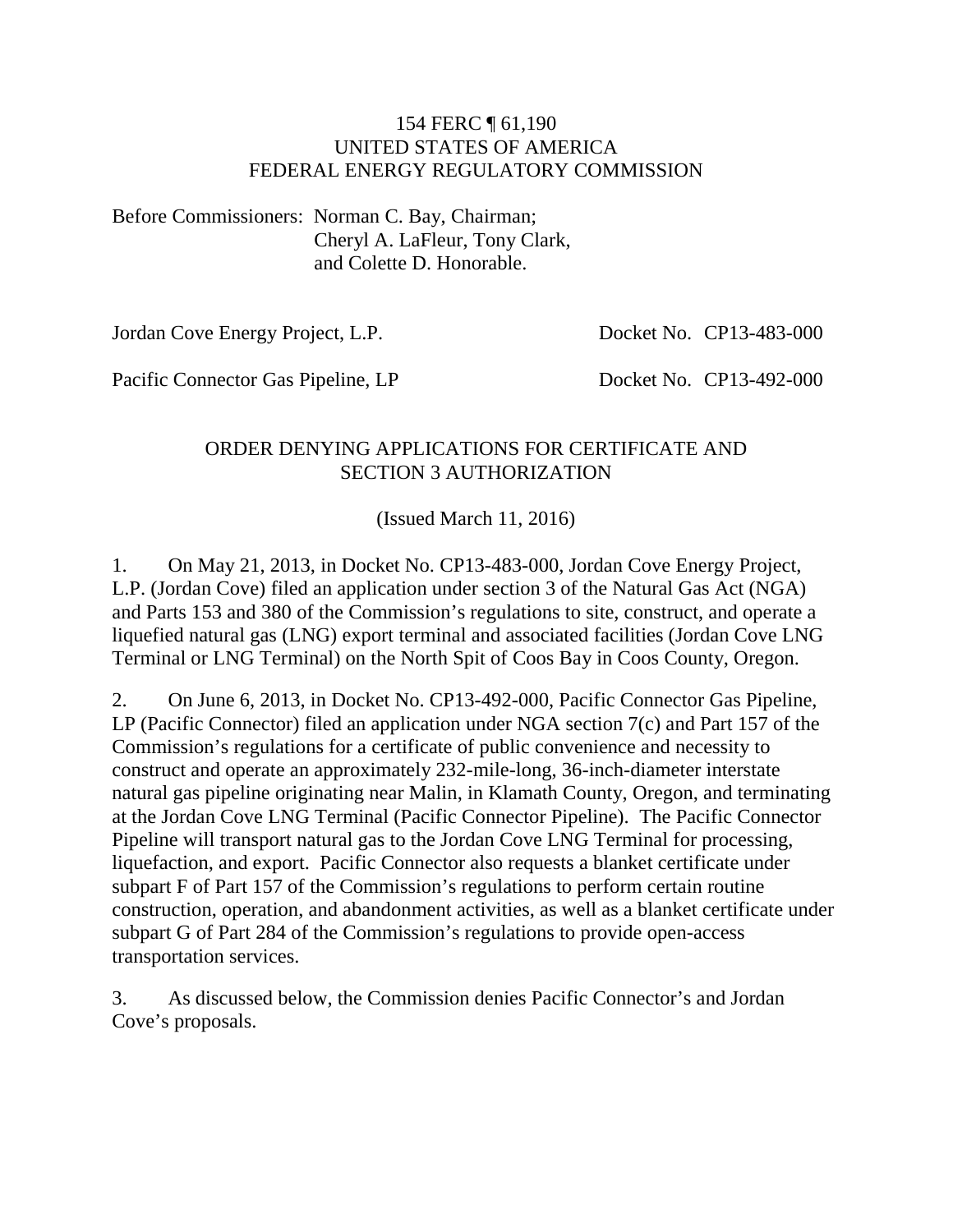154 FERC ¶ 61,190
UNITED STATES OF AMERICA
FEDERAL ENERGY REGULATORY COMMISSION

Before Commissioners: Norman C. Bay, Chairman;
Cheryl A. LaFleur, Tony Clark,
and Colette D. Honorable.

Jordan Cove Energy Project, L.P. Docket No. CP13-483-000

Pacific Connector Gas Pipeline, LP Docket No. CP13-492-000

ORDER DENYING APPLICATIONS FOR CERTIFICATE AND SECTION 3 AUTHORIZATION

(Issued March 11, 2016)

1. On May 21, 2013, in Docket No. CP13-483-000, Jordan Cove Energy Project, L.P. (Jordan Cove) filed an application under section 3 of the Natural Gas Act (NGA) and Parts 153 and 380 of the Commission's regulations to site, construct, and operate a liquefied natural gas (LNG) export terminal and associated facilities (Jordan Cove LNG Terminal or LNG Terminal) on the North Spit of Coos Bay in Coos County, Oregon.

2. On June 6, 2013, in Docket No. CP13-492-000, Pacific Connector Gas Pipeline, LP (Pacific Connector) filed an application under NGA section 7(c) and Part 157 of the Commission's regulations for a certificate of public convenience and necessity to construct and operate an approximately 232-mile-long, 36-inch-diameter interstate natural gas pipeline originating near Malin, in Klamath County, Oregon, and terminating at the Jordan Cove LNG Terminal (Pacific Connector Pipeline). The Pacific Connector Pipeline will transport natural gas to the Jordan Cove LNG Terminal for processing, liquefaction, and export. Pacific Connector also requests a blanket certificate under subpart F of Part 157 of the Commission's regulations to perform certain routine construction, operation, and abandonment activities, as well as a blanket certificate under subpart G of Part 284 of the Commission's regulations to provide open-access transportation services.

3. As discussed below, the Commission denies Pacific Connector's and Jordan Cove's proposals.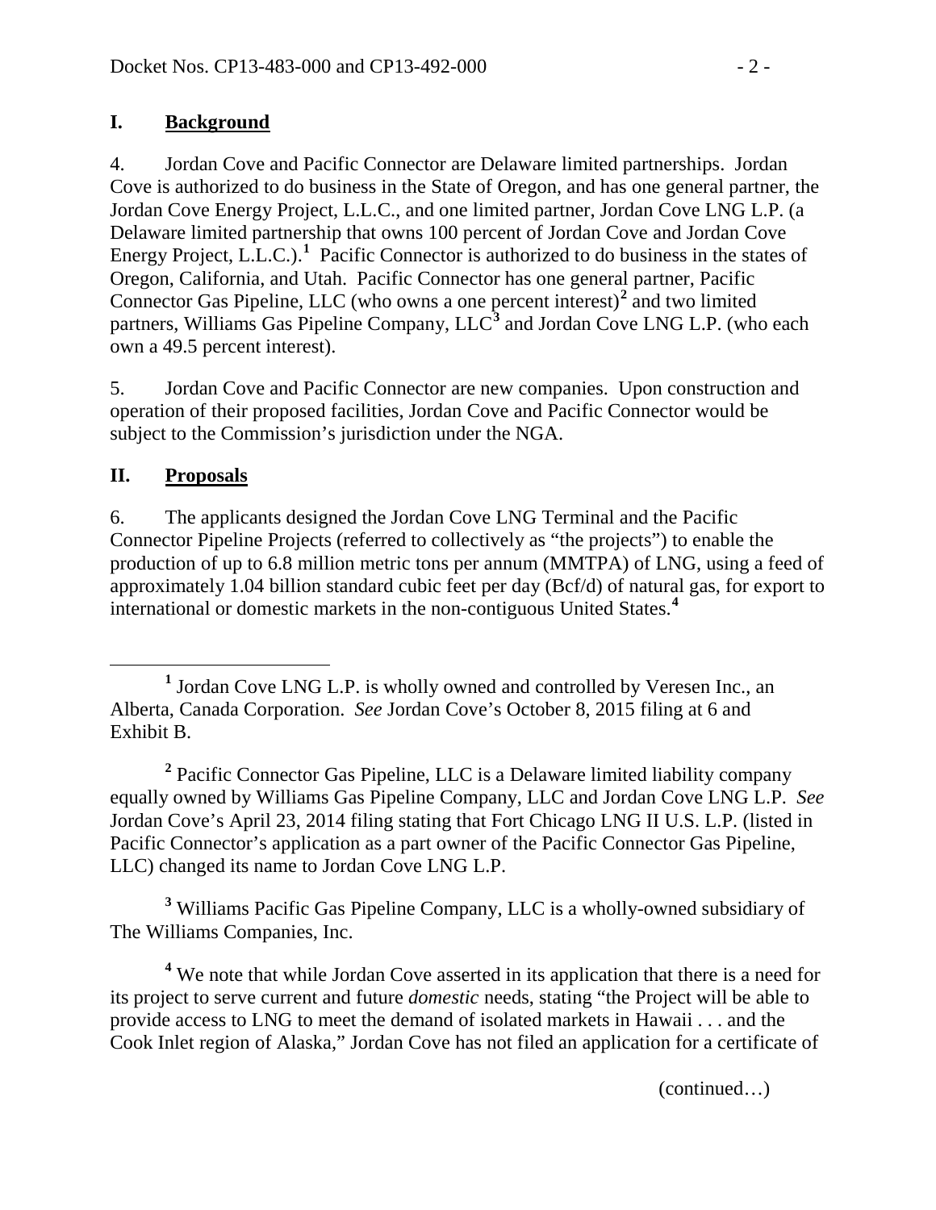## I. Background

4. Jordan Cove and Pacific Connector are Delaware limited partnerships. Jordan Cove is authorized to do business in the State of Oregon, and has one general partner, the Jordan Cove Energy Project, L.L.C., and one limited partner, Jordan Cove LNG L.P. (a Delaware limited partnership that owns 100 percent of Jordan Cove and Jordan Cove Energy Project, L.L.C.).[1] Pacific Connector is authorized to do business in the states of Oregon, California, and Utah. Pacific Connector has one general partner, Pacific Connector Gas Pipeline, LLC (who owns a one percent interest)[2] and two limited partners, Williams Gas Pipeline Company, LLC[3] and Jordan Cove LNG L.P. (who each own a 49.5 percent interest).

5. Jordan Cove and Pacific Connector are new companies. Upon construction and operation of their proposed facilities, Jordan Cove and Pacific Connector would be subject to the Commission's jurisdiction under the NGA.

## II. Proposals

6. The applicants designed the Jordan Cove LNG Terminal and the Pacific Connector Pipeline Projects (referred to collectively as "the projects") to enable the production of up to 6.8 million metric tons per annum (MMTPA) of LNG, using a feed of approximately 1.04 billion standard cubic feet per day (Bcf/d) of natural gas, for export to international or domestic markets in the non-contiguous United States.[4]

---

[1] Jordan Cove LNG L.P. is wholly owned and controlled by Veresen Inc., an Alberta, Canada Corporation. *See* Jordan Cove's October 8, 2015 filing at 6 and Exhibit B.

[2] Pacific Connector Gas Pipeline, LLC is a Delaware limited liability company equally owned by Williams Gas Pipeline Company, LLC and Jordan Cove LNG L.P. *See* Jordan Cove's April 23, 2014 filing stating that Fort Chicago LNG II U.S. L.P. (listed in Pacific Connector's application as a part owner of the Pacific Connector Gas Pipeline, LLC) changed its name to Jordan Cove LNG L.P.

[3] Williams Pacific Gas Pipeline Company, LLC is a wholly-owned subsidiary of The Williams Companies, Inc.

[4] We note that while Jordan Cove asserted in its application that there is a need for its project to serve current and future *domestic* needs, stating "the Project will be able to provide access to LNG to meet the demand of isolated markets in Hawaii . . . and the Cook Inlet region of Alaska," Jordan Cove has not filed an application for a certificate of

(continued…)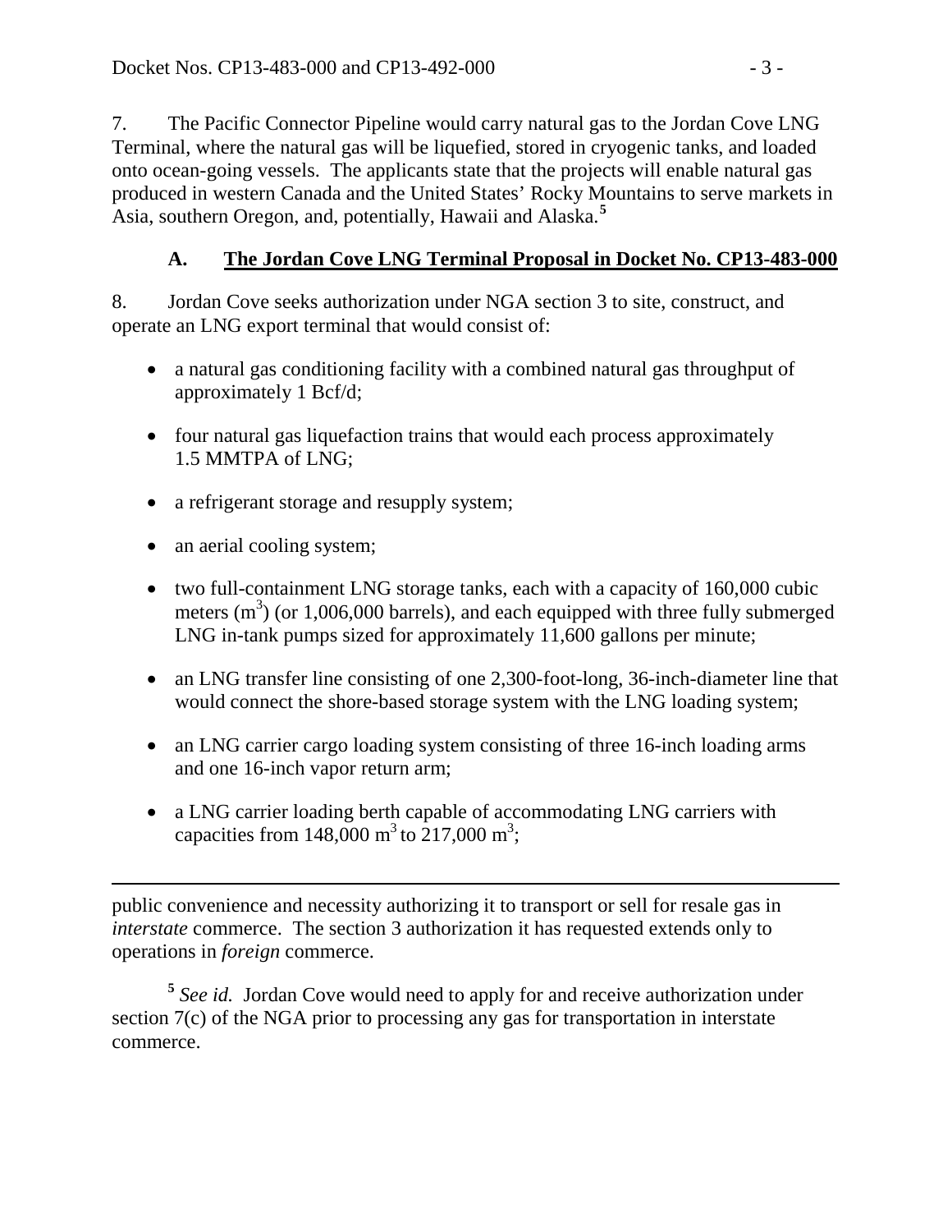7. The Pacific Connector Pipeline would carry natural gas to the Jordan Cove LNG Terminal, where the natural gas will be liquefied, stored in cryogenic tanks, and loaded onto ocean-going vessels. The applicants state that the projects will enable natural gas produced in western Canada and the United States' Rocky Mountains to serve markets in Asia, southern Oregon, and, potentially, Hawaii and Alaska.[5]

### A. The Jordan Cove LNG Terminal Proposal in Docket No. CP13-483-000

8. Jordan Cove seeks authorization under NGA section 3 to site, construct, and operate an LNG export terminal that would consist of:

- a natural gas conditioning facility with a combined natural gas throughput of approximately 1 Bcf/d;
- four natural gas liquefaction trains that would each process approximately 1.5 MMTPA of LNG;
- a refrigerant storage and resupply system;
- an aerial cooling system;
- two full-containment LNG storage tanks, each with a capacity of 160,000 cubic meters ($m^3$) (or 1,006,000 barrels), and each equipped with three fully submerged LNG in-tank pumps sized for approximately 11,600 gallons per minute;
- an LNG transfer line consisting of one 2,300-foot-long, 36-inch-diameter line that would connect the shore-based storage system with the LNG loading system;
- an LNG carrier cargo loading system consisting of three 16-inch loading arms and one 16-inch vapor return arm;
- a LNG carrier loading berth capable of accommodating LNG carriers with capacities from 148,000 $m^3$ to 217,000 $m^3$;

---

public convenience and necessity authorizing it to transport or sell for resale gas in *interstate* commerce. The section 3 authorization it has requested extends only to operations in *foreign* commerce.

[5] *See id.* Jordan Cove would need to apply for and receive authorization under section 7(c) of the NGA prior to processing any gas for transportation in interstate commerce.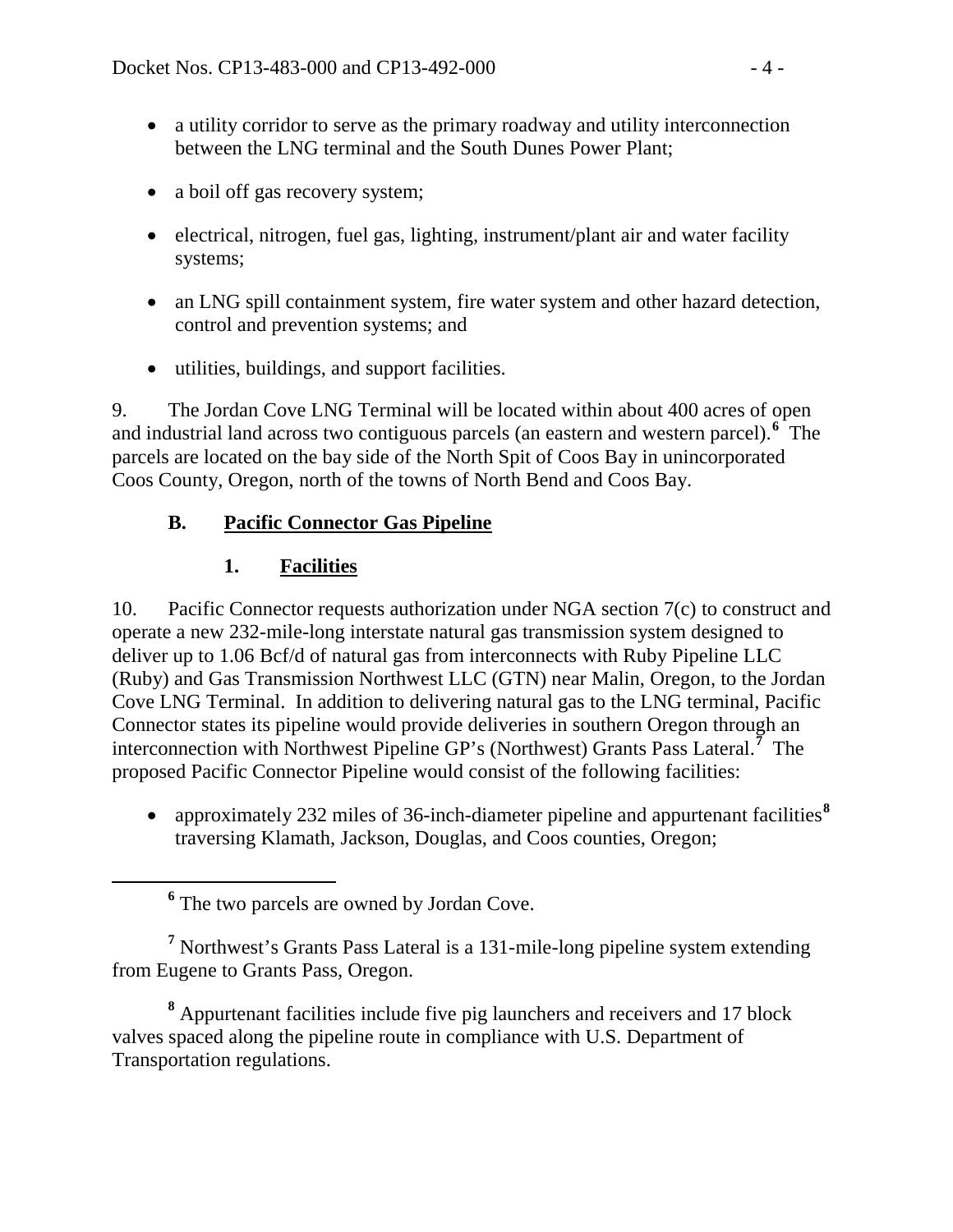- a utility corridor to serve as the primary roadway and utility interconnection between the LNG terminal and the South Dunes Power Plant;

- a boil off gas recovery system;

- electrical, nitrogen, fuel gas, lighting, instrument/plant air and water facility systems;

- an LNG spill containment system, fire water system and other hazard detection, control and prevention systems; and

- utilities, buildings, and support facilities.

9. The Jordan Cove LNG Terminal will be located within about 400 acres of open and industrial land across two contiguous parcels (an eastern and western parcel).[6] The parcels are located on the bay side of the North Spit of Coos Bay in unincorporated Coos County, Oregon, north of the towns of North Bend and Coos Bay.

### B. Pacific Connector Gas Pipeline

#### 1. Facilities

10. Pacific Connector requests authorization under NGA section 7(c) to construct and operate a new 232-mile-long interstate natural gas transmission system designed to deliver up to 1.06 Bcf/d of natural gas from interconnects with Ruby Pipeline LLC (Ruby) and Gas Transmission Northwest LLC (GTN) near Malin, Oregon, to the Jordan Cove LNG Terminal. In addition to delivering natural gas to the LNG terminal, Pacific Connector states its pipeline would provide deliveries in southern Oregon through an interconnection with Northwest Pipeline GP's (Northwest) Grants Pass Lateral.[7] The proposed Pacific Connector Pipeline would consist of the following facilities:

- approximately 232 miles of 36-inch-diameter pipeline and appurtenant facilities[8] traversing Klamath, Jackson, Douglas, and Coos counties, Oregon;

---

[6] The two parcels are owned by Jordan Cove.

[7] Northwest's Grants Pass Lateral is a 131-mile-long pipeline system extending from Eugene to Grants Pass, Oregon.

[8] Appurtenant facilities include five pig launchers and receivers and 17 block valves spaced along the pipeline route in compliance with U.S. Department of Transportation regulations.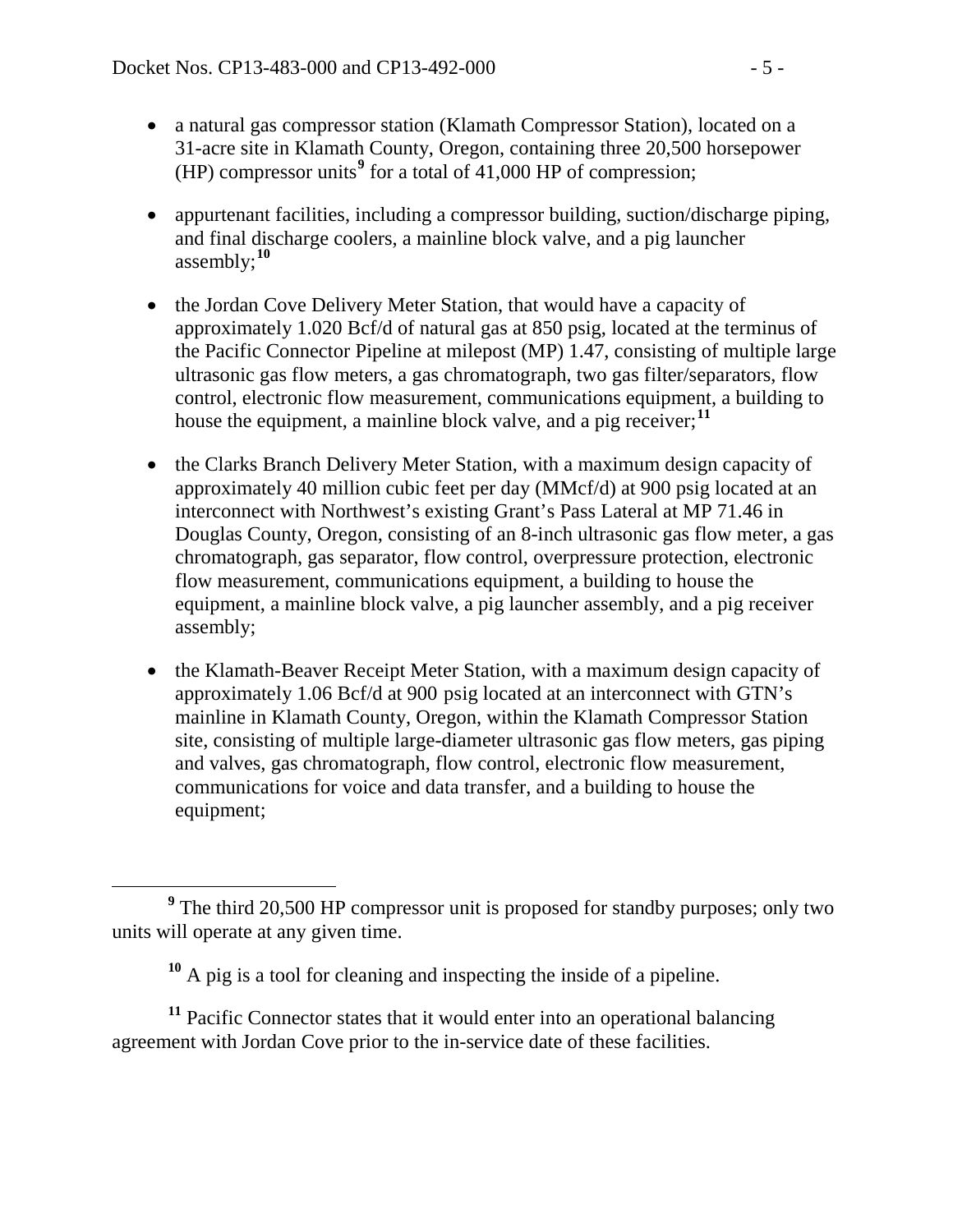- a natural gas compressor station (Klamath Compressor Station), located on a 31-acre site in Klamath County, Oregon, containing three 20,500 horsepower (HP) compressor units[9] for a total of 41,000 HP of compression;

- appurtenant facilities, including a compressor building, suction/discharge piping, and final discharge coolers, a mainline block valve, and a pig launcher assembly;[10]

- the Jordan Cove Delivery Meter Station, that would have a capacity of approximately 1.020 Bcf/d of natural gas at 850 psig, located at the terminus of the Pacific Connector Pipeline at milepost (MP) 1.47, consisting of multiple large ultrasonic gas flow meters, a gas chromatograph, two gas filter/separators, flow control, electronic flow measurement, communications equipment, a building to house the equipment, a mainline block valve, and a pig receiver;[11]

- the Clarks Branch Delivery Meter Station, with a maximum design capacity of approximately 40 million cubic feet per day (MMcf/d) at 900 psig located at an interconnect with Northwest's existing Grant's Pass Lateral at MP 71.46 in Douglas County, Oregon, consisting of an 8-inch ultrasonic gas flow meter, a gas chromatograph, gas separator, flow control, overpressure protection, electronic flow measurement, communications equipment, a building to house the equipment, a mainline block valve, a pig launcher assembly, and a pig receiver assembly;

- the Klamath-Beaver Receipt Meter Station, with a maximum design capacity of approximately 1.06 Bcf/d at 900 psig located at an interconnect with GTN's mainline in Klamath County, Oregon, within the Klamath Compressor Station site, consisting of multiple large-diameter ultrasonic gas flow meters, gas piping and valves, gas chromatograph, flow control, electronic flow measurement, communications for voice and data transfer, and a building to house the equipment;

---

[9] The third 20,500 HP compressor unit is proposed for standby purposes; only two units will operate at any given time.

[10] A pig is a tool for cleaning and inspecting the inside of a pipeline.

[11] Pacific Connector states that it would enter into an operational balancing agreement with Jordan Cove prior to the in-service date of these facilities.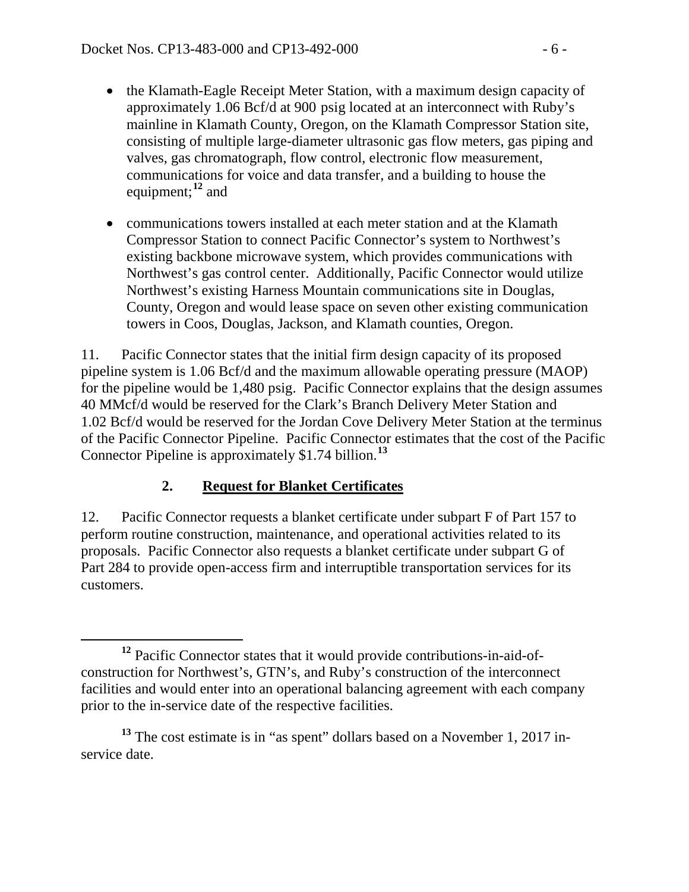- the Klamath-Eagle Receipt Meter Station, with a maximum design capacity of approximately 1.06 Bcf/d at 900 psig located at an interconnect with Ruby's mainline in Klamath County, Oregon, on the Klamath Compressor Station site, consisting of multiple large-diameter ultrasonic gas flow meters, gas piping and valves, gas chromatograph, flow control, electronic flow measurement, communications for voice and data transfer, and a building to house the equipment;[12] and

- communications towers installed at each meter station and at the Klamath Compressor Station to connect Pacific Connector's system to Northwest's existing backbone microwave system, which provides communications with Northwest's gas control center. Additionally, Pacific Connector would utilize Northwest's existing Harness Mountain communications site in Douglas, County, Oregon and would lease space on seven other existing communication towers in Coos, Douglas, Jackson, and Klamath counties, Oregon.

11. Pacific Connector states that the initial firm design capacity of its proposed pipeline system is 1.06 Bcf/d and the maximum allowable operating pressure (MAOP) for the pipeline would be 1,480 psig. Pacific Connector explains that the design assumes 40 MMcf/d would be reserved for the Clark's Branch Delivery Meter Station and 1.02 Bcf/d would be reserved for the Jordan Cove Delivery Meter Station at the terminus of the Pacific Connector Pipeline. Pacific Connector estimates that the cost of the Pacific Connector Pipeline is approximately $1.74 billion.[13]

### 2. **Request for Blanket Certificates**

12. Pacific Connector requests a blanket certificate under subpart F of Part 157 to perform routine construction, maintenance, and operational activities related to its proposals. Pacific Connector also requests a blanket certificate under subpart G of Part 284 to provide open-access firm and interruptible transportation services for its customers.

---

[12] Pacific Connector states that it would provide contributions-in-aid-of-construction for Northwest's, GTN's, and Ruby's construction of the interconnect facilities and would enter into an operational balancing agreement with each company prior to the in-service date of the respective facilities.

[13] The cost estimate is in "as spent" dollars based on a November 1, 2017 in-service date.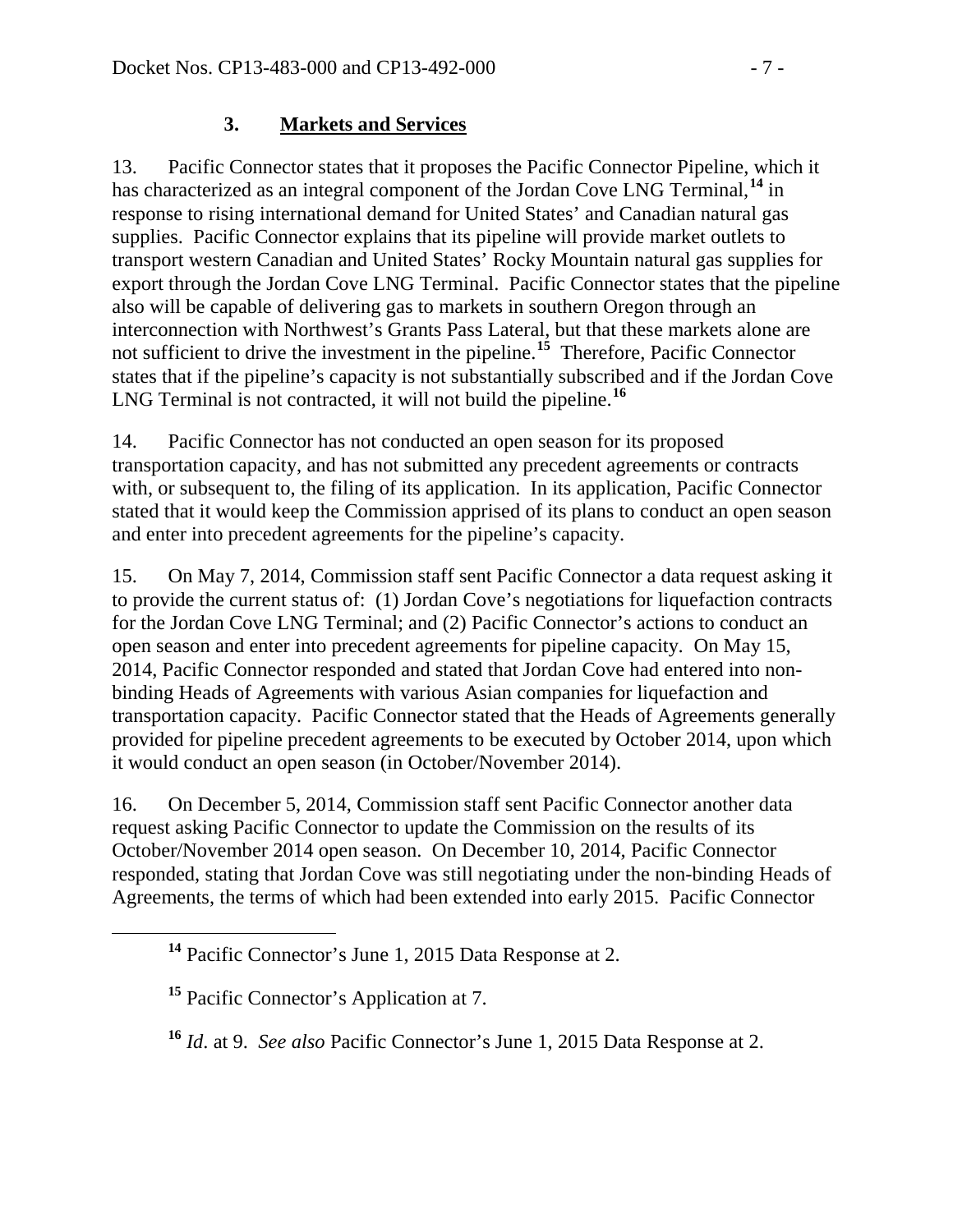### 3. **Markets and Services**

13. Pacific Connector states that it proposes the Pacific Connector Pipeline, which it has characterized as an integral component of the Jordan Cove LNG Terminal,[14] in response to rising international demand for United States' and Canadian natural gas supplies. Pacific Connector explains that its pipeline will provide market outlets to transport western Canadian and United States' Rocky Mountain natural gas supplies for export through the Jordan Cove LNG Terminal. Pacific Connector states that the pipeline also will be capable of delivering gas to markets in southern Oregon through an interconnection with Northwest's Grants Pass Lateral, but that these markets alone are not sufficient to drive the investment in the pipeline.[15] Therefore, Pacific Connector states that if the pipeline's capacity is not substantially subscribed and if the Jordan Cove LNG Terminal is not contracted, it will not build the pipeline.[16]

14. Pacific Connector has not conducted an open season for its proposed transportation capacity, and has not submitted any precedent agreements or contracts with, or subsequent to, the filing of its application. In its application, Pacific Connector stated that it would keep the Commission apprised of its plans to conduct an open season and enter into precedent agreements for the pipeline's capacity.

15. On May 7, 2014, Commission staff sent Pacific Connector a data request asking it to provide the current status of: (1) Jordan Cove's negotiations for liquefaction contracts for the Jordan Cove LNG Terminal; and (2) Pacific Connector's actions to conduct an open season and enter into precedent agreements for pipeline capacity. On May 15, 2014, Pacific Connector responded and stated that Jordan Cove had entered into non-binding Heads of Agreements with various Asian companies for liquefaction and transportation capacity. Pacific Connector stated that the Heads of Agreements generally provided for pipeline precedent agreements to be executed by October 2014, upon which it would conduct an open season (in October/November 2014).

16. On December 5, 2014, Commission staff sent Pacific Connector another data request asking Pacific Connector to update the Commission on the results of its October/November 2014 open season. On December 10, 2014, Pacific Connector responded, stating that Jordan Cove was still negotiating under the non-binding Heads of Agreements, the terms of which had been extended into early 2015. Pacific Connector

---

[14] Pacific Connector's June 1, 2015 Data Response at 2.

[15] Pacific Connector's Application at 7.

[16] *Id*. at 9. *See also* Pacific Connector's June 1, 2015 Data Response at 2.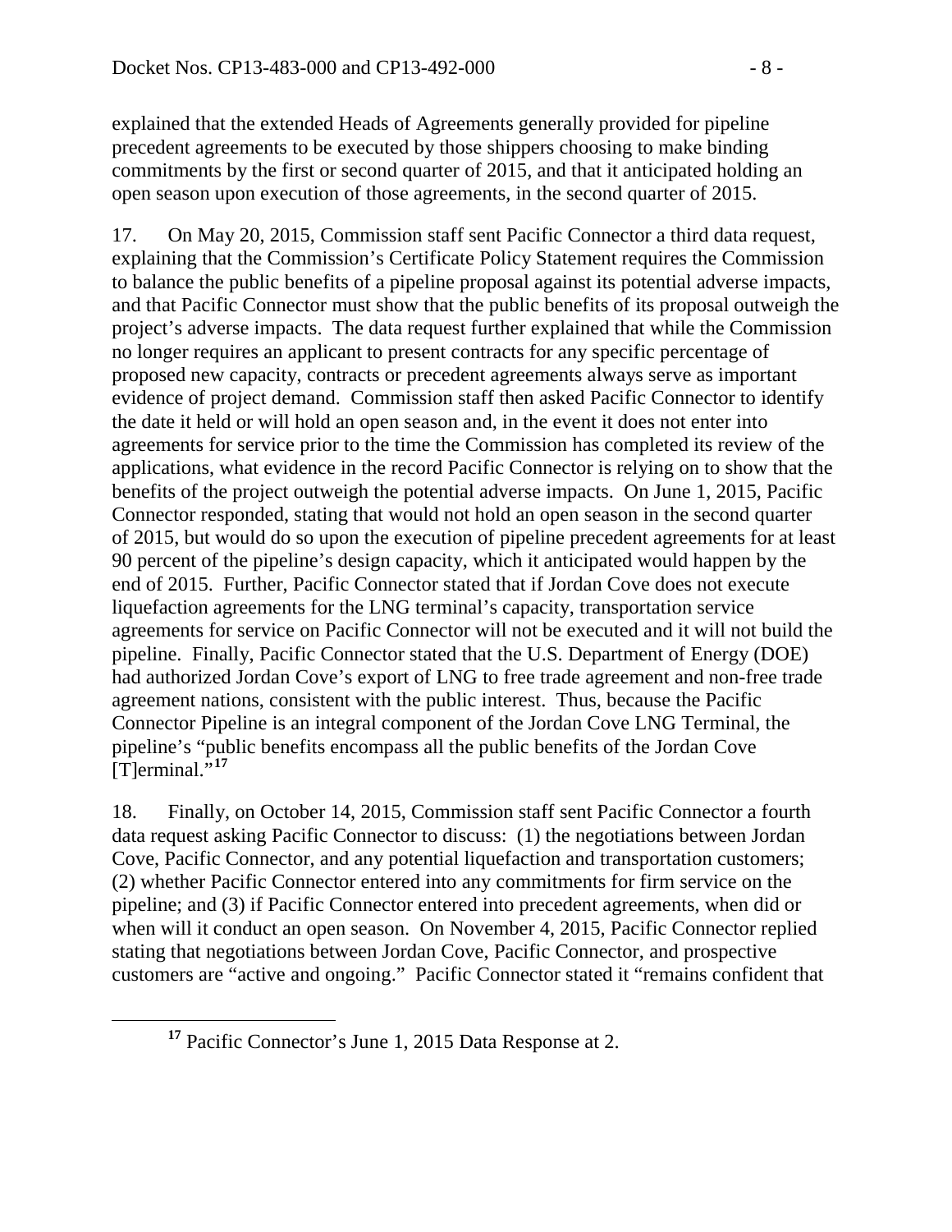explained that the extended Heads of Agreements generally provided for pipeline precedent agreements to be executed by those shippers choosing to make binding commitments by the first or second quarter of 2015, and that it anticipated holding an open season upon execution of those agreements, in the second quarter of 2015.

17. On May 20, 2015, Commission staff sent Pacific Connector a third data request, explaining that the Commission's Certificate Policy Statement requires the Commission to balance the public benefits of a pipeline proposal against its potential adverse impacts, and that Pacific Connector must show that the public benefits of its proposal outweigh the project's adverse impacts. The data request further explained that while the Commission no longer requires an applicant to present contracts for any specific percentage of proposed new capacity, contracts or precedent agreements always serve as important evidence of project demand. Commission staff then asked Pacific Connector to identify the date it held or will hold an open season and, in the event it does not enter into agreements for service prior to the time the Commission has completed its review of the applications, what evidence in the record Pacific Connector is relying on to show that the benefits of the project outweigh the potential adverse impacts. On June 1, 2015, Pacific Connector responded, stating that would not hold an open season in the second quarter of 2015, but would do so upon the execution of pipeline precedent agreements for at least 90 percent of the pipeline's design capacity, which it anticipated would happen by the end of 2015. Further, Pacific Connector stated that if Jordan Cove does not execute liquefaction agreements for the LNG terminal's capacity, transportation service agreements for service on Pacific Connector will not be executed and it will not build the pipeline. Finally, Pacific Connector stated that the U.S. Department of Energy (DOE) had authorized Jordan Cove's export of LNG to free trade agreement and non-free trade agreement nations, consistent with the public interest. Thus, because the Pacific Connector Pipeline is an integral component of the Jordan Cove LNG Terminal, the pipeline's "public benefits encompass all the public benefits of the Jordan Cove [T]erminal."[17]

18. Finally, on October 14, 2015, Commission staff sent Pacific Connector a fourth data request asking Pacific Connector to discuss: (1) the negotiations between Jordan Cove, Pacific Connector, and any potential liquefaction and transportation customers; (2) whether Pacific Connector entered into any commitments for firm service on the pipeline; and (3) if Pacific Connector entered into precedent agreements, when did or when will it conduct an open season. On November 4, 2015, Pacific Connector replied stating that negotiations between Jordan Cove, Pacific Connector, and prospective customers are "active and ongoing." Pacific Connector stated it "remains confident that

[17] Pacific Connector's June 1, 2015 Data Response at 2.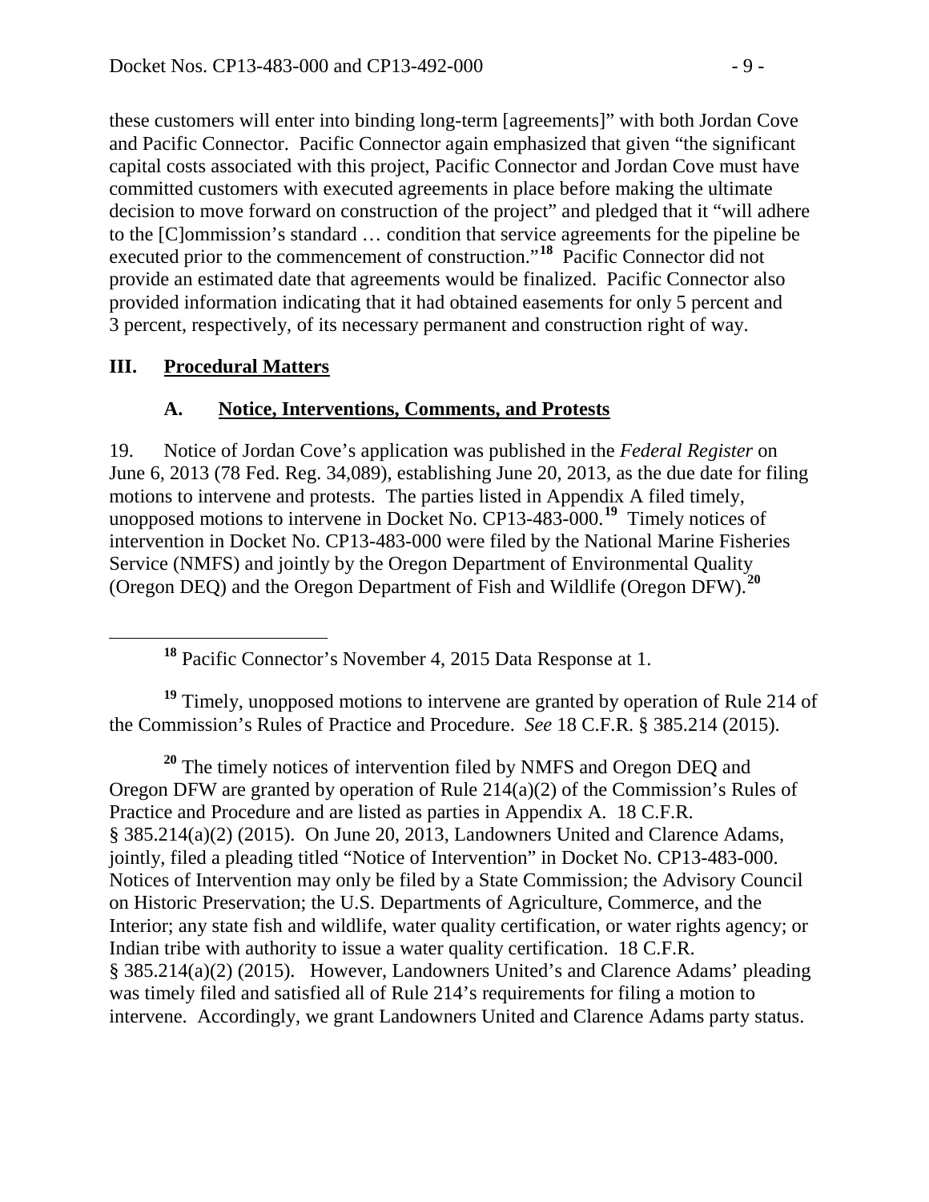these customers will enter into binding long-term [agreements]" with both Jordan Cove and Pacific Connector. Pacific Connector again emphasized that given "the significant capital costs associated with this project, Pacific Connector and Jordan Cove must have committed customers with executed agreements in place before making the ultimate decision to move forward on construction of the project" and pledged that it "will adhere to the [C]ommission's standard … condition that service agreements for the pipeline be executed prior to the commencement of construction."[18] Pacific Connector did not provide an estimated date that agreements would be finalized. Pacific Connector also provided information indicating that it had obtained easements for only 5 percent and 3 percent, respectively, of its necessary permanent and construction right of way.

## III. Procedural Matters

### A. Notice, Interventions, Comments, and Protests

19. Notice of Jordan Cove's application was published in the *Federal Register* on June 6, 2013 (78 Fed. Reg. 34,089), establishing June 20, 2013, as the due date for filing motions to intervene and protests. The parties listed in Appendix A filed timely, unopposed motions to intervene in Docket No. CP13-483-000.[19] Timely notices of intervention in Docket No. CP13-483-000 were filed by the National Marine Fisheries Service (NMFS) and jointly by the Oregon Department of Environmental Quality (Oregon DEQ) and the Oregon Department of Fish and Wildlife (Oregon DFW).[20]

---

[18] Pacific Connector's November 4, 2015 Data Response at 1.

[19] Timely, unopposed motions to intervene are granted by operation of Rule 214 of the Commission's Rules of Practice and Procedure. *See* 18 C.F.R. § 385.214 (2015).

[20] The timely notices of intervention filed by NMFS and Oregon DEQ and Oregon DFW are granted by operation of Rule 214(a)(2) of the Commission's Rules of Practice and Procedure and are listed as parties in Appendix A. 18 C.F.R. § 385.214(a)(2) (2015). On June 20, 2013, Landowners United and Clarence Adams, jointly, filed a pleading titled "Notice of Intervention" in Docket No. CP13-483-000. Notices of Intervention may only be filed by a State Commission; the Advisory Council on Historic Preservation; the U.S. Departments of Agriculture, Commerce, and the Interior; any state fish and wildlife, water quality certification, or water rights agency; or Indian tribe with authority to issue a water quality certification. 18 C.F.R. § 385.214(a)(2) (2015). However, Landowners United's and Clarence Adams' pleading was timely filed and satisfied all of Rule 214's requirements for filing a motion to intervene. Accordingly, we grant Landowners United and Clarence Adams party status.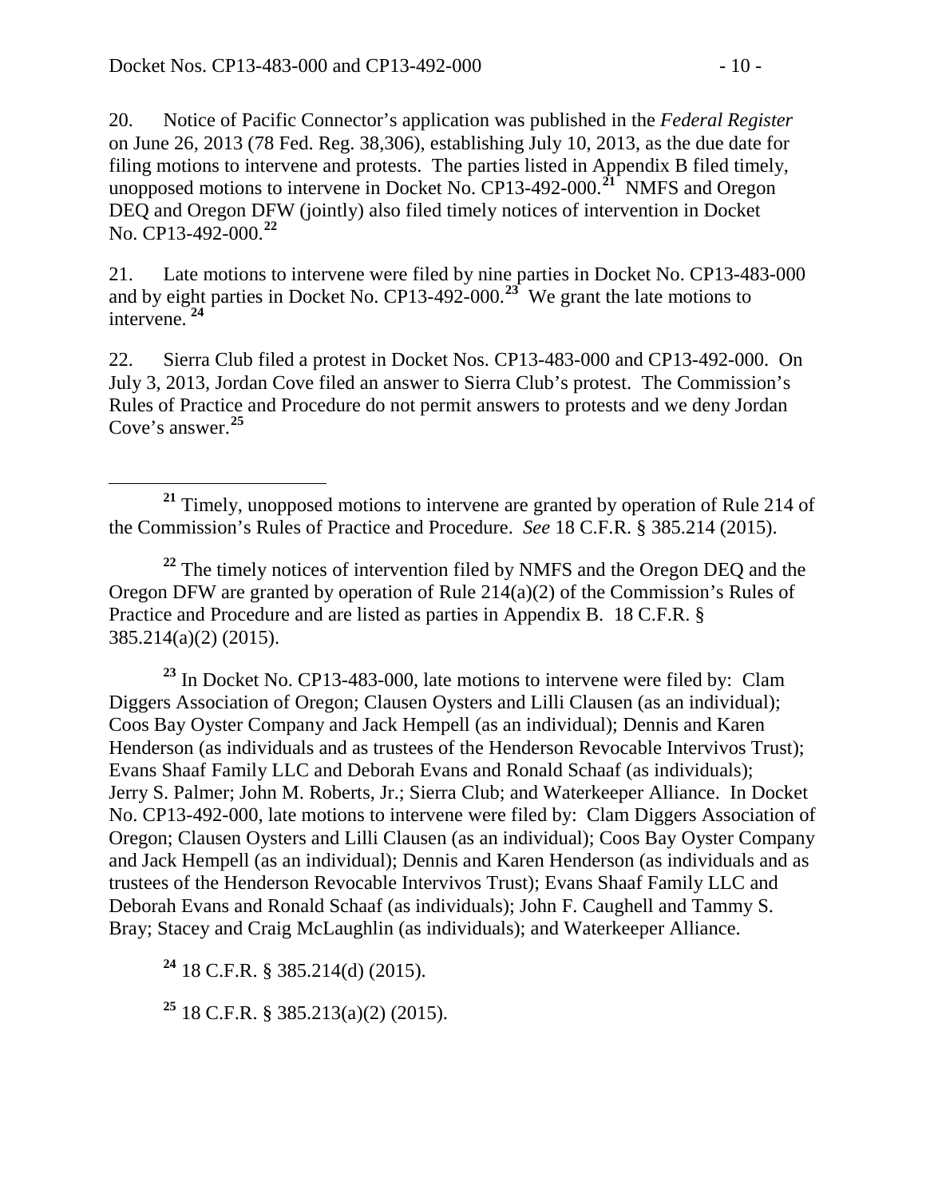20. Notice of Pacific Connector's application was published in the *Federal Register* on June 26, 2013 (78 Fed. Reg. 38,306), establishing July 10, 2013, as the due date for filing motions to intervene and protests. The parties listed in Appendix B filed timely, unopposed motions to intervene in Docket No. CP13-492-000.[21] NMFS and Oregon DEQ and Oregon DFW (jointly) also filed timely notices of intervention in Docket No. CP13-492-000.[22]

21. Late motions to intervene were filed by nine parties in Docket No. CP13-483-000 and by eight parties in Docket No. CP13-492-000.[23] We grant the late motions to intervene.[24]

22. Sierra Club filed a protest in Docket Nos. CP13-483-000 and CP13-492-000. On July 3, 2013, Jordan Cove filed an answer to Sierra Club's protest. The Commission's Rules of Practice and Procedure do not permit answers to protests and we deny Jordan Cove's answer.[25]

---

[21] Timely, unopposed motions to intervene are granted by operation of Rule 214 of the Commission's Rules of Practice and Procedure. *See* 18 C.F.R. § 385.214 (2015).

[22] The timely notices of intervention filed by NMFS and the Oregon DEQ and the Oregon DFW are granted by operation of Rule 214(a)(2) of the Commission's Rules of Practice and Procedure and are listed as parties in Appendix B. 18 C.F.R. § 385.214(a)(2) (2015).

[23] In Docket No. CP13-483-000, late motions to intervene were filed by: Clam Diggers Association of Oregon; Clausen Oysters and Lilli Clausen (as an individual); Coos Bay Oyster Company and Jack Hempell (as an individual); Dennis and Karen Henderson (as individuals and as trustees of the Henderson Revocable Intervivos Trust); Evans Shaaf Family LLC and Deborah Evans and Ronald Schaaf (as individuals); Jerry S. Palmer; John M. Roberts, Jr.; Sierra Club; and Waterkeeper Alliance. In Docket No. CP13-492-000, late motions to intervene were filed by: Clam Diggers Association of Oregon; Clausen Oysters and Lilli Clausen (as an individual); Coos Bay Oyster Company and Jack Hempell (as an individual); Dennis and Karen Henderson (as individuals and as trustees of the Henderson Revocable Intervivos Trust); Evans Shaaf Family LLC and Deborah Evans and Ronald Schaaf (as individuals); John F. Caughell and Tammy S. Bray; Stacey and Craig McLaughlin (as individuals); and Waterkeeper Alliance.

[24] 18 C.F.R. § 385.214(d) (2015).

[25] 18 C.F.R. § 385.213(a)(2) (2015).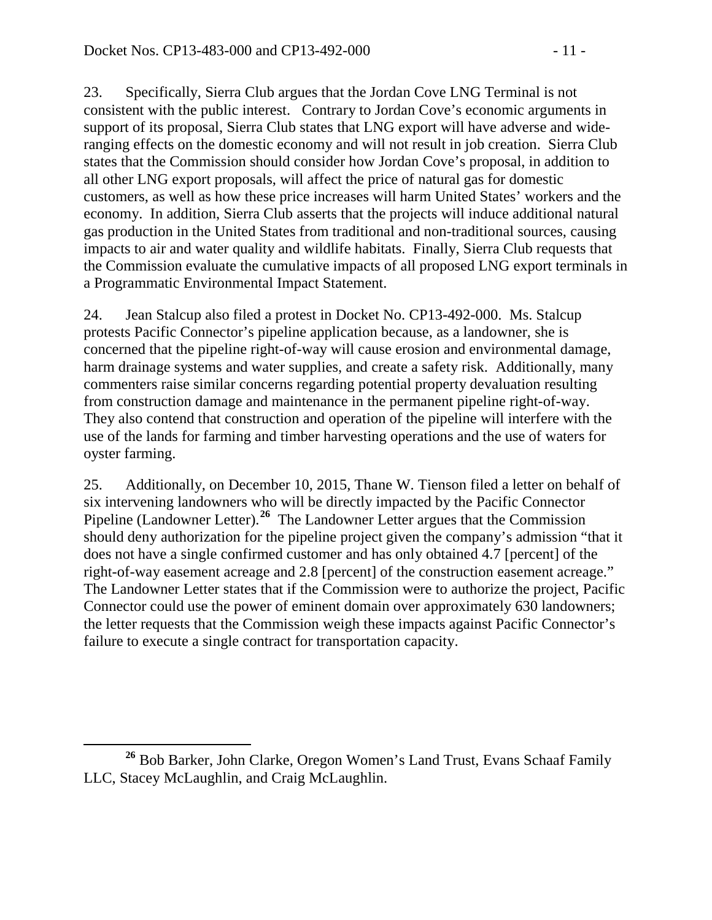23. Specifically, Sierra Club argues that the Jordan Cove LNG Terminal is not consistent with the public interest. Contrary to Jordan Cove's economic arguments in support of its proposal, Sierra Club states that LNG export will have adverse and wide-ranging effects on the domestic economy and will not result in job creation. Sierra Club states that the Commission should consider how Jordan Cove's proposal, in addition to all other LNG export proposals, will affect the price of natural gas for domestic customers, as well as how these price increases will harm United States' workers and the economy. In addition, Sierra Club asserts that the projects will induce additional natural gas production in the United States from traditional and non-traditional sources, causing impacts to air and water quality and wildlife habitats. Finally, Sierra Club requests that the Commission evaluate the cumulative impacts of all proposed LNG export terminals in a Programmatic Environmental Impact Statement.

24. Jean Stalcup also filed a protest in Docket No. CP13-492-000. Ms. Stalcup protests Pacific Connector's pipeline application because, as a landowner, she is concerned that the pipeline right-of-way will cause erosion and environmental damage, harm drainage systems and water supplies, and create a safety risk. Additionally, many commenters raise similar concerns regarding potential property devaluation resulting from construction damage and maintenance in the permanent pipeline right-of-way. They also contend that construction and operation of the pipeline will interfere with the use of the lands for farming and timber harvesting operations and the use of waters for oyster farming.

25. Additionally, on December 10, 2015, Thane W. Tienson filed a letter on behalf of six intervening landowners who will be directly impacted by the Pacific Connector Pipeline (Landowner Letter).[26] The Landowner Letter argues that the Commission should deny authorization for the pipeline project given the company's admission "that it does not have a single confirmed customer and has only obtained 4.7 [percent] of the right-of-way easement acreage and 2.8 [percent] of the construction easement acreage." The Landowner Letter states that if the Commission were to authorize the project, Pacific Connector could use the power of eminent domain over approximately 630 landowners; the letter requests that the Commission weigh these impacts against Pacific Connector's failure to execute a single contract for transportation capacity.

[26] Bob Barker, John Clarke, Oregon Women's Land Trust, Evans Schaaf Family LLC, Stacey McLaughlin, and Craig McLaughlin.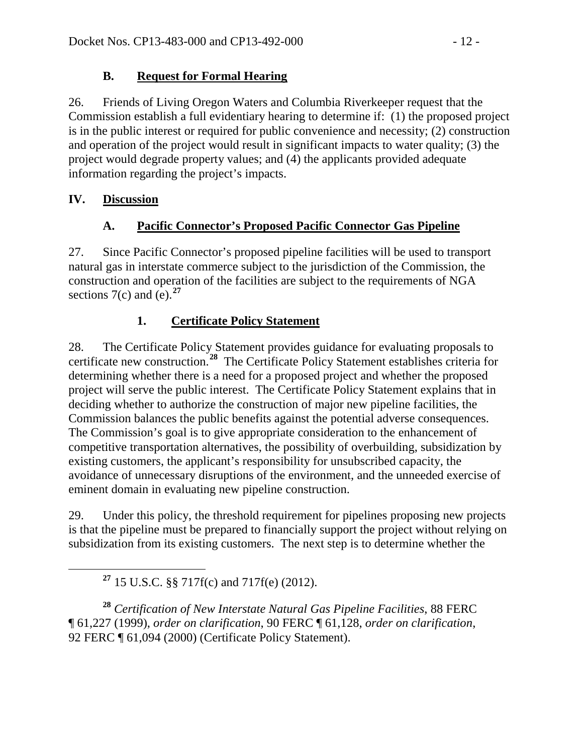### B. Request for Formal Hearing

26. Friends of Living Oregon Waters and Columbia Riverkeeper request that the Commission establish a full evidentiary hearing to determine if: (1) the proposed project is in the public interest or required for public convenience and necessity; (2) construction and operation of the project would result in significant impacts to water quality; (3) the project would degrade property values; and (4) the applicants provided adequate information regarding the project's impacts.

## IV. Discussion

### A. Pacific Connector's Proposed Pacific Connector Gas Pipeline

27. Since Pacific Connector's proposed pipeline facilities will be used to transport natural gas in interstate commerce subject to the jurisdiction of the Commission, the construction and operation of the facilities are subject to the requirements of NGA sections 7(c) and (e).[27]

#### 1. Certificate Policy Statement

28. The Certificate Policy Statement provides guidance for evaluating proposals to certificate new construction.[28] The Certificate Policy Statement establishes criteria for determining whether there is a need for a proposed project and whether the proposed project will serve the public interest. The Certificate Policy Statement explains that in deciding whether to authorize the construction of major new pipeline facilities, the Commission balances the public benefits against the potential adverse consequences. The Commission's goal is to give appropriate consideration to the enhancement of competitive transportation alternatives, the possibility of overbuilding, subsidization by existing customers, the applicant's responsibility for unsubscribed capacity, the avoidance of unnecessary disruptions of the environment, and the unneeded exercise of eminent domain in evaluating new pipeline construction.

29. Under this policy, the threshold requirement for pipelines proposing new projects is that the pipeline must be prepared to financially support the project without relying on subsidization from its existing customers. The next step is to determine whether the

---

[27] 15 U.S.C. §§ 717f(c) and 717f(e) (2012).

[28] *Certification of New Interstate Natural Gas Pipeline Facilities*, 88 FERC ¶ 61,227 (1999), *order on clarification*, 90 FERC ¶ 61,128, *order on clarification*, 92 FERC ¶ 61,094 (2000) (Certificate Policy Statement).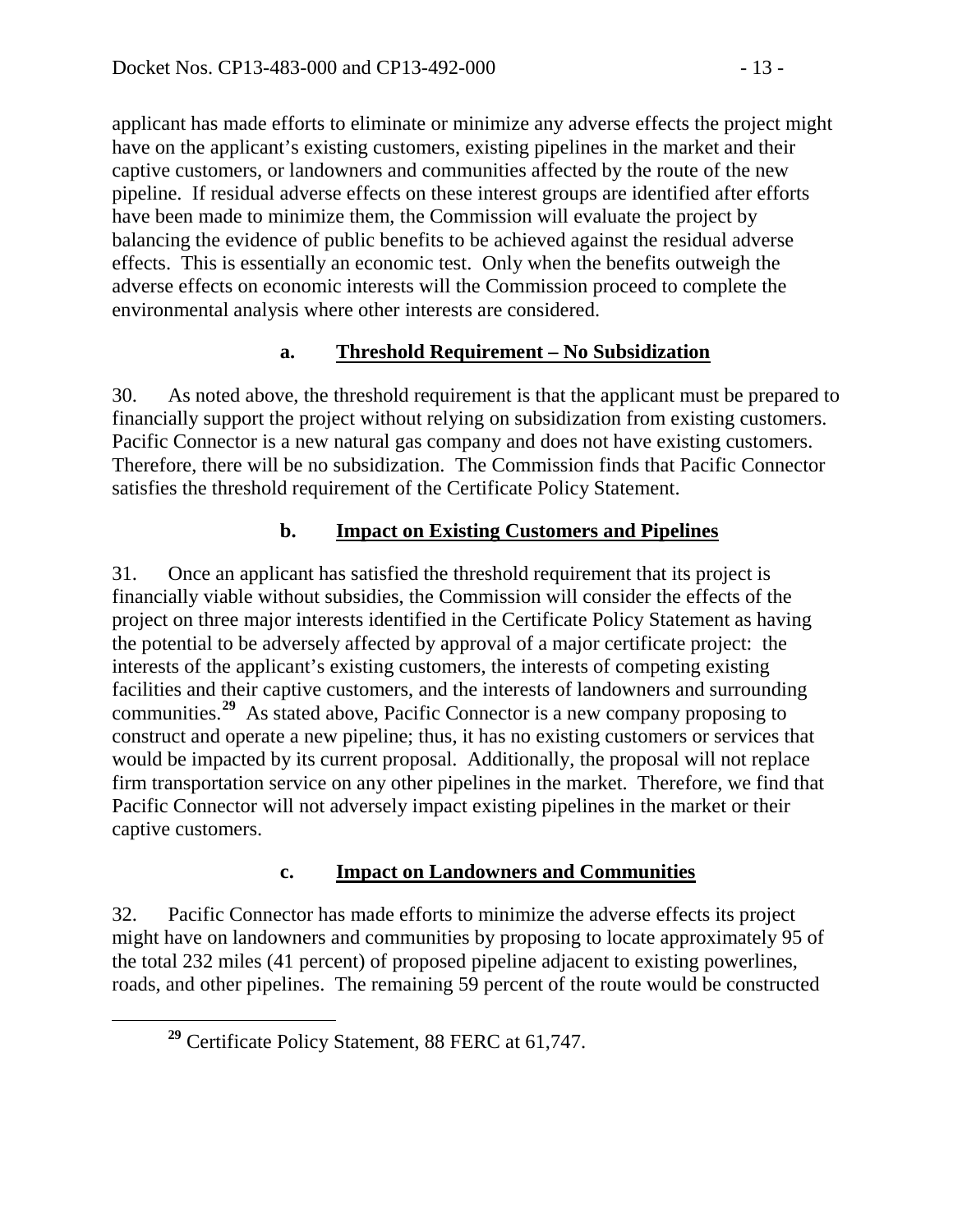applicant has made efforts to eliminate or minimize any adverse effects the project might have on the applicant's existing customers, existing pipelines in the market and their captive customers, or landowners and communities affected by the route of the new pipeline. If residual adverse effects on these interest groups are identified after efforts have been made to minimize them, the Commission will evaluate the project by balancing the evidence of public benefits to be achieved against the residual adverse effects. This is essentially an economic test. Only when the benefits outweigh the adverse effects on economic interests will the Commission proceed to complete the environmental analysis where other interests are considered.

### a. Threshold Requirement – No Subsidization

30. As noted above, the threshold requirement is that the applicant must be prepared to financially support the project without relying on subsidization from existing customers. Pacific Connector is a new natural gas company and does not have existing customers. Therefore, there will be no subsidization. The Commission finds that Pacific Connector satisfies the threshold requirement of the Certificate Policy Statement.

### b. Impact on Existing Customers and Pipelines

31. Once an applicant has satisfied the threshold requirement that its project is financially viable without subsidies, the Commission will consider the effects of the project on three major interests identified in the Certificate Policy Statement as having the potential to be adversely affected by approval of a major certificate project: the interests of the applicant's existing customers, the interests of competing existing facilities and their captive customers, and the interests of landowners and surrounding communities.[29] As stated above, Pacific Connector is a new company proposing to construct and operate a new pipeline; thus, it has no existing customers or services that would be impacted by its current proposal. Additionally, the proposal will not replace firm transportation service on any other pipelines in the market. Therefore, we find that Pacific Connector will not adversely impact existing pipelines in the market or their captive customers.

### c. Impact on Landowners and Communities

32. Pacific Connector has made efforts to minimize the adverse effects its project might have on landowners and communities by proposing to locate approximately 95 of the total 232 miles (41 percent) of proposed pipeline adjacent to existing powerlines, roads, and other pipelines. The remaining 59 percent of the route would be constructed

[29] Certificate Policy Statement, 88 FERC at 61,747.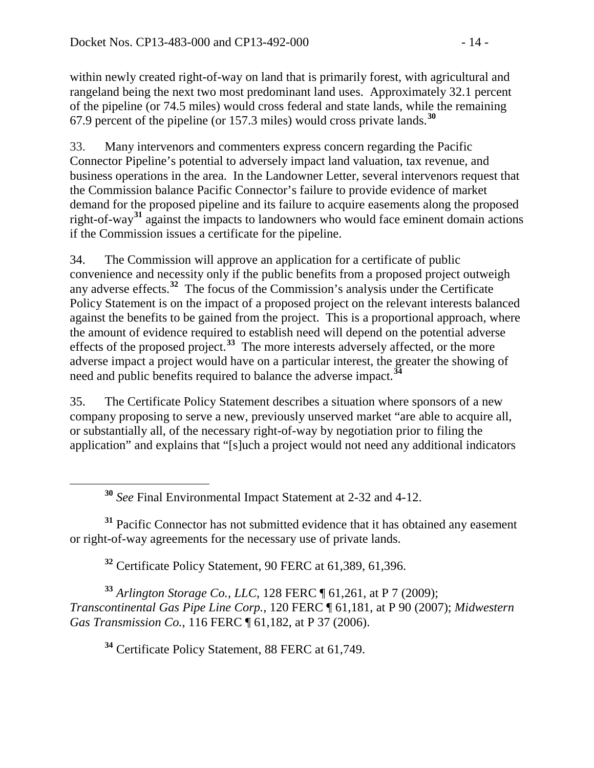within newly created right-of-way on land that is primarily forest, with agricultural and rangeland being the next two most predominant land uses. Approximately 32.1 percent of the pipeline (or 74.5 miles) would cross federal and state lands, while the remaining 67.9 percent of the pipeline (or 157.3 miles) would cross private lands.[30]

33. Many intervenors and commenters express concern regarding the Pacific Connector Pipeline's potential to adversely impact land valuation, tax revenue, and business operations in the area. In the Landowner Letter, several intervenors request that the Commission balance Pacific Connector's failure to provide evidence of market demand for the proposed pipeline and its failure to acquire easements along the proposed right-of-way[31] against the impacts to landowners who would face eminent domain actions if the Commission issues a certificate for the pipeline.

34. The Commission will approve an application for a certificate of public convenience and necessity only if the public benefits from a proposed project outweigh any adverse effects.[32] The focus of the Commission's analysis under the Certificate Policy Statement is on the impact of a proposed project on the relevant interests balanced against the benefits to be gained from the project. This is a proportional approach, where the amount of evidence required to establish need will depend on the potential adverse effects of the proposed project.[33] The more interests adversely affected, or the more adverse impact a project would have on a particular interest, the greater the showing of need and public benefits required to balance the adverse impact.[34]

35. The Certificate Policy Statement describes a situation where sponsors of a new company proposing to serve a new, previously unserved market "are able to acquire all, or substantially all, of the necessary right-of-way by negotiation prior to filing the application" and explains that "[s]uch a project would not need any additional indicators

---

[30] *See* Final Environmental Impact Statement at 2-32 and 4-12.

[31] Pacific Connector has not submitted evidence that it has obtained any easement or right-of-way agreements for the necessary use of private lands.

[32] Certificate Policy Statement, 90 FERC at 61,389, 61,396.

[33] *Arlington Storage Co., LLC*, 128 FERC ¶ 61,261, at P 7 (2009); *Transcontinental Gas Pipe Line Corp.*, 120 FERC ¶ 61,181, at P 90 (2007); *Midwestern Gas Transmission Co.*, 116 FERC ¶ 61,182, at P 37 (2006).

[34] Certificate Policy Statement, 88 FERC at 61,749.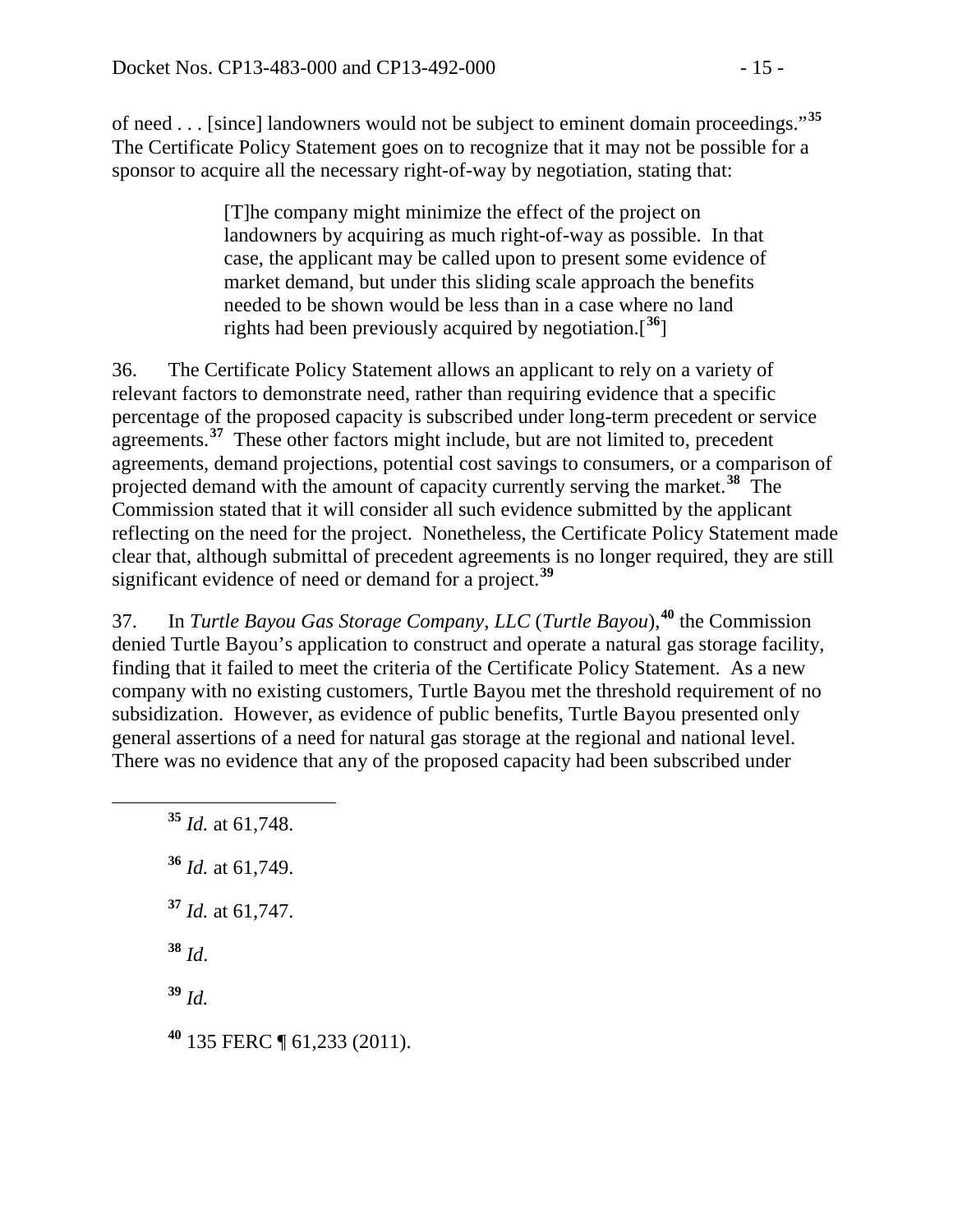of need . . . [since] landowners would not be subject to eminent domain proceedings."[35] The Certificate Policy Statement goes on to recognize that it may not be possible for a sponsor to acquire all the necessary right-of-way by negotiation, stating that:

> [T]he company might minimize the effect of the project on landowners by acquiring as much right-of-way as possible. In that case, the applicant may be called upon to present some evidence of market demand, but under this sliding scale approach the benefits needed to be shown would be less than in a case where no land rights had been previously acquired by negotiation.[[36]]

36. The Certificate Policy Statement allows an applicant to rely on a variety of relevant factors to demonstrate need, rather than requiring evidence that a specific percentage of the proposed capacity is subscribed under long-term precedent or service agreements.[37] These other factors might include, but are not limited to, precedent agreements, demand projections, potential cost savings to consumers, or a comparison of projected demand with the amount of capacity currently serving the market.[38] The Commission stated that it will consider all such evidence submitted by the applicant reflecting on the need for the project. Nonetheless, the Certificate Policy Statement made clear that, although submittal of precedent agreements is no longer required, they are still significant evidence of need or demand for a project.[39]

37. In *Turtle Bayou Gas Storage Company, LLC* (*Turtle Bayou*),[40] the Commission denied Turtle Bayou's application to construct and operate a natural gas storage facility, finding that it failed to meet the criteria of the Certificate Policy Statement. As a new company with no existing customers, Turtle Bayou met the threshold requirement of no subsidization. However, as evidence of public benefits, Turtle Bayou presented only general assertions of a need for natural gas storage at the regional and national level. There was no evidence that any of the proposed capacity had been subscribed under

---

[35] *Id.* at 61,748.

[36] *Id.* at 61,749.

[37] *Id.* at 61,747.

[38] *Id*.

[39] *Id.*

[40] 135 FERC ¶ 61,233 (2011).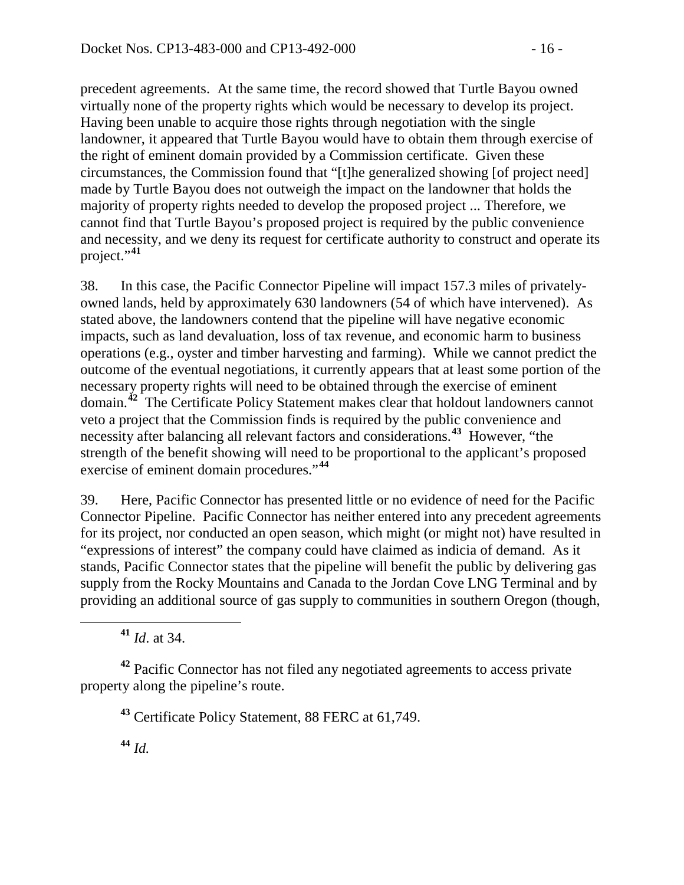precedent agreements. At the same time, the record showed that Turtle Bayou owned virtually none of the property rights which would be necessary to develop its project. Having been unable to acquire those rights through negotiation with the single landowner, it appeared that Turtle Bayou would have to obtain them through exercise of the right of eminent domain provided by a Commission certificate. Given these circumstances, the Commission found that "[t]he generalized showing [of project need] made by Turtle Bayou does not outweigh the impact on the landowner that holds the majority of property rights needed to develop the proposed project ... Therefore, we cannot find that Turtle Bayou's proposed project is required by the public convenience and necessity, and we deny its request for certificate authority to construct and operate its project."[41]

38. In this case, the Pacific Connector Pipeline will impact 157.3 miles of privately-owned lands, held by approximately 630 landowners (54 of which have intervened). As stated above, the landowners contend that the pipeline will have negative economic impacts, such as land devaluation, loss of tax revenue, and economic harm to business operations (e.g., oyster and timber harvesting and farming). While we cannot predict the outcome of the eventual negotiations, it currently appears that at least some portion of the necessary property rights will need to be obtained through the exercise of eminent domain.[42] The Certificate Policy Statement makes clear that holdout landowners cannot veto a project that the Commission finds is required by the public convenience and necessity after balancing all relevant factors and considerations.[43] However, "the strength of the benefit showing will need to be proportional to the applicant's proposed exercise of eminent domain procedures."[44]

39. Here, Pacific Connector has presented little or no evidence of need for the Pacific Connector Pipeline. Pacific Connector has neither entered into any precedent agreements for its project, nor conducted an open season, which might (or might not) have resulted in "expressions of interest" the company could have claimed as indicia of demand. As it stands, Pacific Connector states that the pipeline will benefit the public by delivering gas supply from the Rocky Mountains and Canada to the Jordan Cove LNG Terminal and by providing an additional source of gas supply to communities in southern Oregon (though,

---

[41] *Id*. at 34.

[42] Pacific Connector has not filed any negotiated agreements to access private property along the pipeline's route.

[43] Certificate Policy Statement, 88 FERC at 61,749.

[44] *Id.*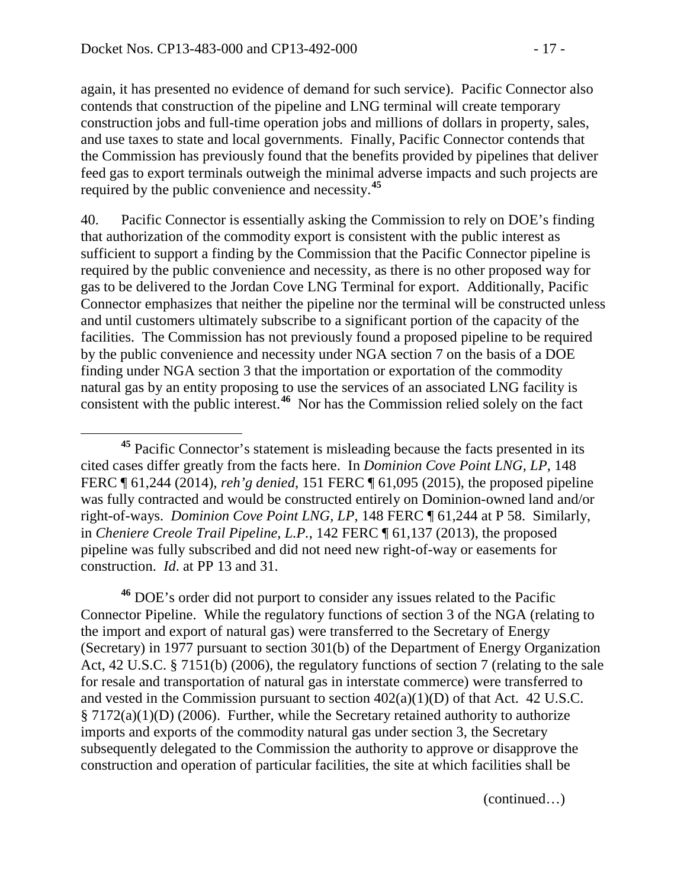again, it has presented no evidence of demand for such service). Pacific Connector also contends that construction of the pipeline and LNG terminal will create temporary construction jobs and full-time operation jobs and millions of dollars in property, sales, and use taxes to state and local governments. Finally, Pacific Connector contends that the Commission has previously found that the benefits provided by pipelines that deliver feed gas to export terminals outweigh the minimal adverse impacts and such projects are required by the public convenience and necessity.[45]

40. Pacific Connector is essentially asking the Commission to rely on DOE's finding that authorization of the commodity export is consistent with the public interest as sufficient to support a finding by the Commission that the Pacific Connector pipeline is required by the public convenience and necessity, as there is no other proposed way for gas to be delivered to the Jordan Cove LNG Terminal for export. Additionally, Pacific Connector emphasizes that neither the pipeline nor the terminal will be constructed unless and until customers ultimately subscribe to a significant portion of the capacity of the facilities. The Commission has not previously found a proposed pipeline to be required by the public convenience and necessity under NGA section 7 on the basis of a DOE finding under NGA section 3 that the importation or exportation of the commodity natural gas by an entity proposing to use the services of an associated LNG facility is consistent with the public interest.[46] Nor has the Commission relied solely on the fact

---

[45] Pacific Connector's statement is misleading because the facts presented in its cited cases differ greatly from the facts here. In *Dominion Cove Point LNG, LP*, 148 FERC ¶ 61,244 (2014), *reh'g denied*, 151 FERC ¶ 61,095 (2015), the proposed pipeline was fully contracted and would be constructed entirely on Dominion-owned land and/or right-of-ways. *Dominion Cove Point LNG, LP*, 148 FERC ¶ 61,244 at P 58. Similarly, in *Cheniere Creole Trail Pipeline, L.P.*, 142 FERC ¶ 61,137 (2013), the proposed pipeline was fully subscribed and did not need new right-of-way or easements for construction. *Id*. at PP 13 and 31.

[46] DOE's order did not purport to consider any issues related to the Pacific Connector Pipeline. While the regulatory functions of section 3 of the NGA (relating to the import and export of natural gas) were transferred to the Secretary of Energy (Secretary) in 1977 pursuant to section 301(b) of the Department of Energy Organization Act, 42 U.S.C. § 7151(b) (2006), the regulatory functions of section 7 (relating to the sale for resale and transportation of natural gas in interstate commerce) were transferred to and vested in the Commission pursuant to section 402(a)(1)(D) of that Act. 42 U.S.C. § 7172(a)(1)(D) (2006). Further, while the Secretary retained authority to authorize imports and exports of the commodity natural gas under section 3, the Secretary subsequently delegated to the Commission the authority to approve or disapprove the construction and operation of particular facilities, the site at which facilities shall be

(continued…)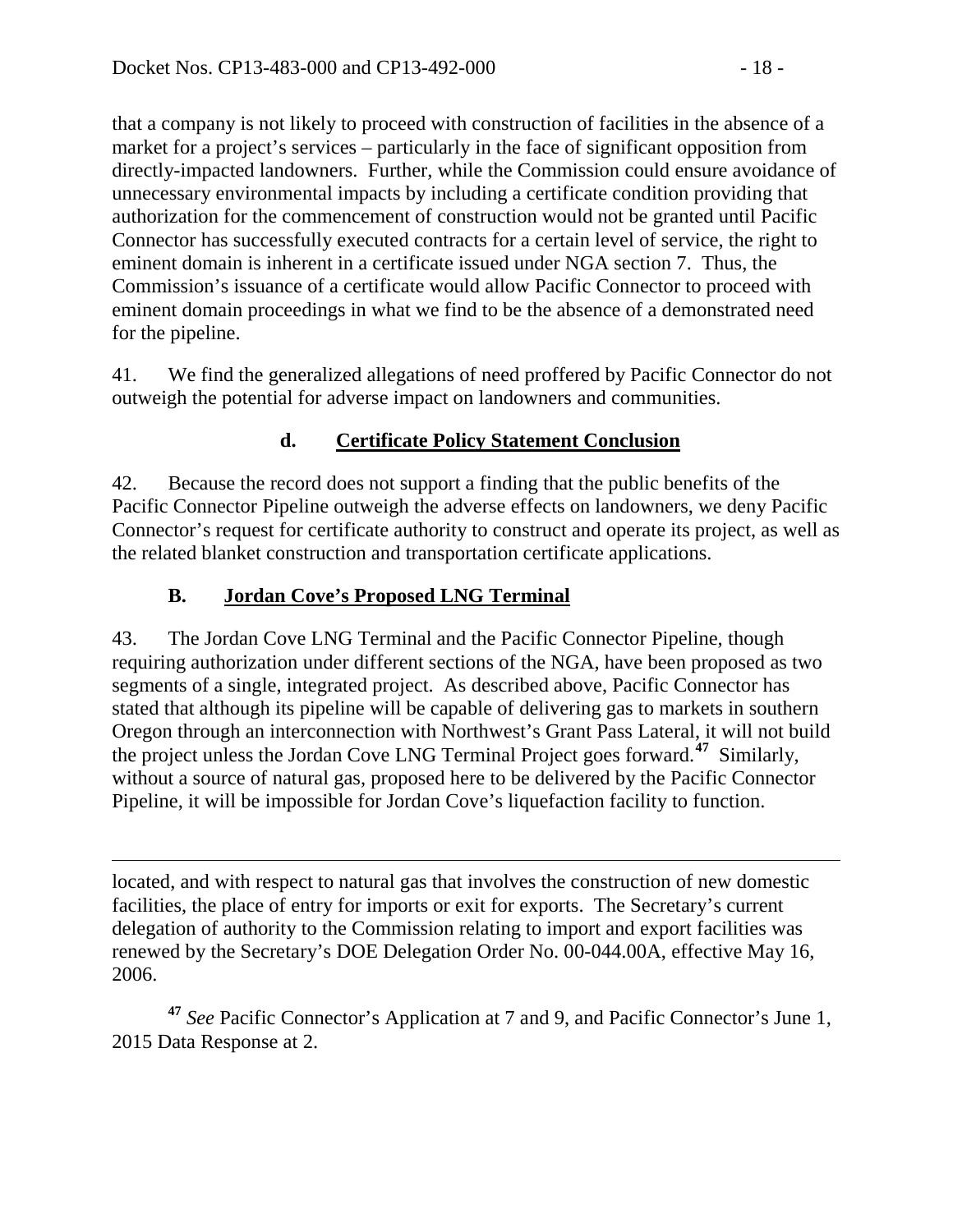that a company is not likely to proceed with construction of facilities in the absence of a market for a project's services – particularly in the face of significant opposition from directly-impacted landowners. Further, while the Commission could ensure avoidance of unnecessary environmental impacts by including a certificate condition providing that authorization for the commencement of construction would not be granted until Pacific Connector has successfully executed contracts for a certain level of service, the right to eminent domain is inherent in a certificate issued under NGA section 7. Thus, the Commission's issuance of a certificate would allow Pacific Connector to proceed with eminent domain proceedings in what we find to be the absence of a demonstrated need for the pipeline.

41. We find the generalized allegations of need proffered by Pacific Connector do not outweigh the potential for adverse impact on landowners and communities.

#### d. Certificate Policy Statement Conclusion

42. Because the record does not support a finding that the public benefits of the Pacific Connector Pipeline outweigh the adverse effects on landowners, we deny Pacific Connector's request for certificate authority to construct and operate its project, as well as the related blanket construction and transportation certificate applications.

### B. Jordan Cove's Proposed LNG Terminal

43. The Jordan Cove LNG Terminal and the Pacific Connector Pipeline, though requiring authorization under different sections of the NGA, have been proposed as two segments of a single, integrated project. As described above, Pacific Connector has stated that although its pipeline will be capable of delivering gas to markets in southern Oregon through an interconnection with Northwest's Grant Pass Lateral, it will not build the project unless the Jordan Cove LNG Terminal Project goes forward.[47] Similarly, without a source of natural gas, proposed here to be delivered by the Pacific Connector Pipeline, it will be impossible for Jordan Cove's liquefaction facility to function.

---

located, and with respect to natural gas that involves the construction of new domestic facilities, the place of entry for imports or exit for exports. The Secretary's current delegation of authority to the Commission relating to import and export facilities was renewed by the Secretary's DOE Delegation Order No. 00-044.00A, effective May 16, 2006.

[47] *See* Pacific Connector's Application at 7 and 9, and Pacific Connector's June 1, 2015 Data Response at 2.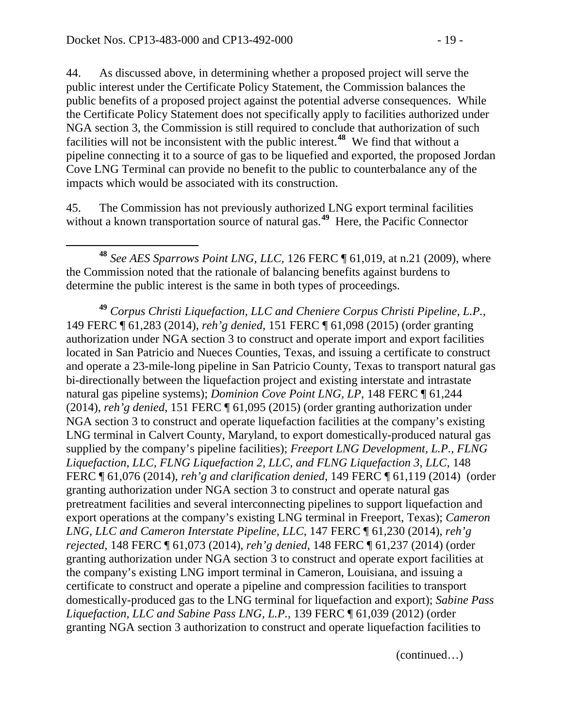44. As discussed above, in determining whether a proposed project will serve the public interest under the Certificate Policy Statement, the Commission balances the public benefits of a proposed project against the potential adverse consequences. While the Certificate Policy Statement does not specifically apply to facilities authorized under NGA section 3, the Commission is still required to conclude that authorization of such facilities will not be inconsistent with the public interest.[48] We find that without a pipeline connecting it to a source of gas to be liquefied and exported, the proposed Jordan Cove LNG Terminal can provide no benefit to the public to counterbalance any of the impacts which would be associated with its construction.

45. The Commission has not previously authorized LNG export terminal facilities without a known transportation source of natural gas.[49] Here, the Pacific Connector

---

[48] *See AES Sparrows Point LNG, LLC*, 126 FERC ¶ 61,019, at n.21 (2009), where the Commission noted that the rationale of balancing benefits against burdens to determine the public interest is the same in both types of proceedings.

[49] *Corpus Christi Liquefaction, LLC and Cheniere Corpus Christi Pipeline, L.P.*, 149 FERC ¶ 61,283 (2014), *reh'g denied*, 151 FERC ¶ 61,098 (2015) (order granting authorization under NGA section 3 to construct and operate import and export facilities located in San Patricio and Nueces Counties, Texas, and issuing a certificate to construct and operate a 23-mile-long pipeline in San Patricio County, Texas to transport natural gas bi-directionally between the liquefaction project and existing interstate and intrastate natural gas pipeline systems); *Dominion Cove Point LNG, LP*, 148 FERC ¶ 61,244 (2014), *reh'g denied*, 151 FERC ¶ 61,095 (2015) (order granting authorization under NGA section 3 to construct and operate liquefaction facilities at the company's existing LNG terminal in Calvert County, Maryland, to export domestically-produced natural gas supplied by the company's pipeline facilities); *Freeport LNG Development, L.P., FLNG Liquefaction, LLC, FLNG Liquefaction 2, LLC, and FLNG Liquefaction 3, LLC*, 148 FERC ¶ 61,076 (2014), *reh'g and clarification denied*, 149 FERC ¶ 61,119 (2014) (order granting authorization under NGA section 3 to construct and operate natural gas pretreatment facilities and several interconnecting pipelines to support liquefaction and export operations at the company's existing LNG terminal in Freeport, Texas); *Cameron LNG, LLC and Cameron Interstate Pipeline, LLC*, 147 FERC ¶ 61,230 (2014), *reh'g rejected*, 148 FERC ¶ 61,073 (2014), *reh'g denied*, 148 FERC ¶ 61,237 (2014) (order granting authorization under NGA section 3 to construct and operate export facilities at the company's existing LNG import terminal in Cameron, Louisiana, and issuing a certificate to construct and operate a pipeline and compression facilities to transport domestically-produced gas to the LNG terminal for liquefaction and export); *Sabine Pass Liquefaction, LLC and Sabine Pass LNG, L.P.*, 139 FERC ¶ 61,039 (2012) (order granting NGA section 3 authorization to construct and operate liquefaction facilities to

(continued…)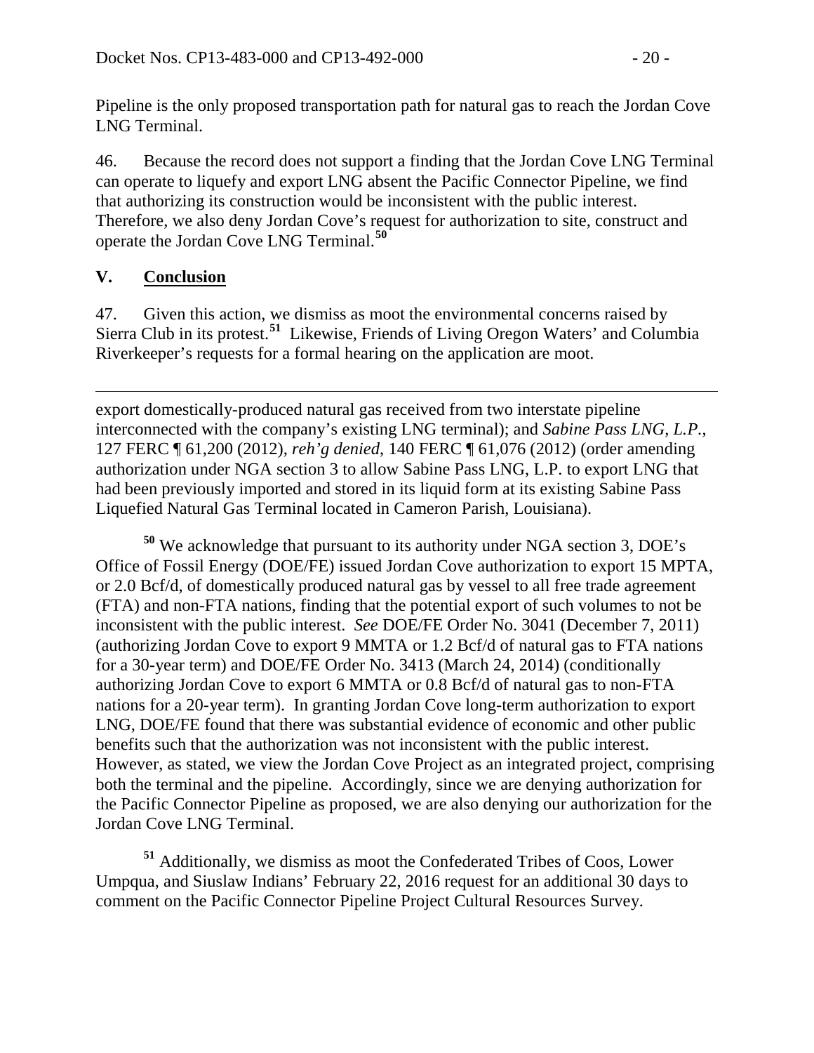Pipeline is the only proposed transportation path for natural gas to reach the Jordan Cove LNG Terminal.

46. Because the record does not support a finding that the Jordan Cove LNG Terminal can operate to liquefy and export LNG absent the Pacific Connector Pipeline, we find that authorizing its construction would be inconsistent with the public interest. Therefore, we also deny Jordan Cove's request for authorization to site, construct and operate the Jordan Cove LNG Terminal.[50]

## V. Conclusion

47. Given this action, we dismiss as moot the environmental concerns raised by Sierra Club in its protest.[51] Likewise, Friends of Living Oregon Waters' and Columbia Riverkeeper's requests for a formal hearing on the application are moot.

---

export domestically-produced natural gas received from two interstate pipeline interconnected with the company's existing LNG terminal); and *Sabine Pass LNG, L.P.*, 127 FERC ¶ 61,200 (2012), *reh'g denied*, 140 FERC ¶ 61,076 (2012) (order amending authorization under NGA section 3 to allow Sabine Pass LNG, L.P. to export LNG that had been previously imported and stored in its liquid form at its existing Sabine Pass Liquefied Natural Gas Terminal located in Cameron Parish, Louisiana).

[50] We acknowledge that pursuant to its authority under NGA section 3, DOE's Office of Fossil Energy (DOE/FE) issued Jordan Cove authorization to export 15 MPTA, or 2.0 Bcf/d, of domestically produced natural gas by vessel to all free trade agreement (FTA) and non-FTA nations, finding that the potential export of such volumes to not be inconsistent with the public interest. *See* DOE/FE Order No. 3041 (December 7, 2011) (authorizing Jordan Cove to export 9 MMTA or 1.2 Bcf/d of natural gas to FTA nations for a 30-year term) and DOE/FE Order No. 3413 (March 24, 2014) (conditionally authorizing Jordan Cove to export 6 MMTA or 0.8 Bcf/d of natural gas to non-FTA nations for a 20-year term). In granting Jordan Cove long-term authorization to export LNG, DOE/FE found that there was substantial evidence of economic and other public benefits such that the authorization was not inconsistent with the public interest. However, as stated, we view the Jordan Cove Project as an integrated project, comprising both the terminal and the pipeline. Accordingly, since we are denying authorization for the Pacific Connector Pipeline as proposed, we are also denying our authorization for the Jordan Cove LNG Terminal.

[51] Additionally, we dismiss as moot the Confederated Tribes of Coos, Lower Umpqua, and Siuslaw Indians' February 22, 2016 request for an additional 30 days to comment on the Pacific Connector Pipeline Project Cultural Resources Survey.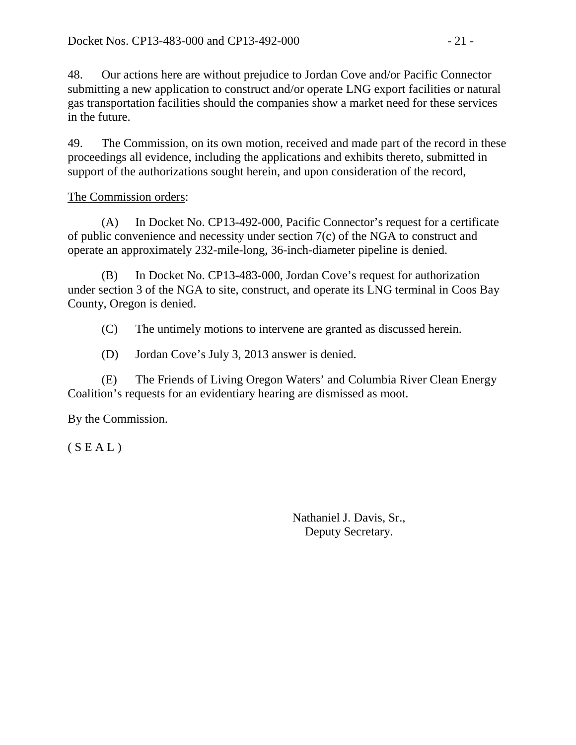48. Our actions here are without prejudice to Jordan Cove and/or Pacific Connector submitting a new application to construct and/or operate LNG export facilities or natural gas transportation facilities should the companies show a market need for these services in the future.

49. The Commission, on its own motion, received and made part of the record in these proceedings all evidence, including the applications and exhibits thereto, submitted in support of the authorizations sought herein, and upon consideration of the record,

The Commission orders:

(A) In Docket No. CP13-492-000, Pacific Connector's request for a certificate of public convenience and necessity under section 7(c) of the NGA to construct and operate an approximately 232-mile-long, 36-inch-diameter pipeline is denied.

(B) In Docket No. CP13-483-000, Jordan Cove's request for authorization under section 3 of the NGA to site, construct, and operate its LNG terminal in Coos Bay County, Oregon is denied.

(C) The untimely motions to intervene are granted as discussed herein.

(D) Jordan Cove's July 3, 2013 answer is denied.

(E) The Friends of Living Oregon Waters' and Columbia River Clean Energy Coalition's requests for an evidentiary hearing are dismissed as moot.

By the Commission.

( S E A L )

Nathaniel J. Davis, Sr.,
Deputy Secretary.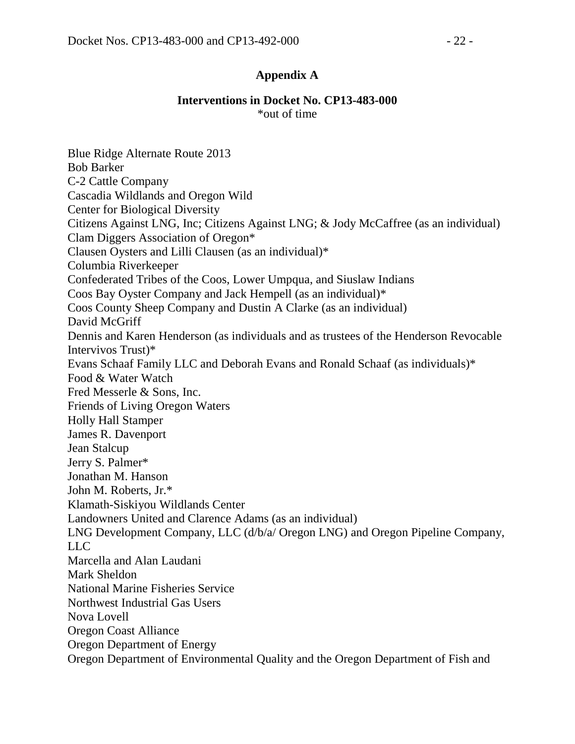## Appendix A

### Interventions in Docket No. CP13-483-000

*out of time

Blue Ridge Alternate Route 2013
Bob Barker
C-2 Cattle Company
Cascadia Wildlands and Oregon Wild
Center for Biological Diversity
Citizens Against LNG, Inc; Citizens Against LNG; & Jody McCaffree (as an individual)
Clam Diggers Association of Oregon*
Clausen Oysters and Lilli Clausen (as an individual)*
Columbia Riverkeeper
Confederated Tribes of the Coos, Lower Umpqua, and Siuslaw Indians
Coos Bay Oyster Company and Jack Hempell (as an individual)*
Coos County Sheep Company and Dustin A Clarke (as an individual)
David McGriff
Dennis and Karen Henderson (as individuals and as trustees of the Henderson Revocable Intervivos Trust)*
Evans Schaaf Family LLC and Deborah Evans and Ronald Schaaf (as individuals)*
Food & Water Watch
Fred Messerle & Sons, Inc.
Friends of Living Oregon Waters
Holly Hall Stamper
James R. Davenport
Jean Stalcup
Jerry S. Palmer*
Jonathan M. Hanson
John M. Roberts, Jr.*
Klamath-Siskiyou Wildlands Center
Landowners United and Clarence Adams (as an individual)
LNG Development Company, LLC (d/b/a/ Oregon LNG) and Oregon Pipeline Company, LLC
Marcella and Alan Laudani
Mark Sheldon
National Marine Fisheries Service
Northwest Industrial Gas Users
Nova Lovell
Oregon Coast Alliance
Oregon Department of Energy
Oregon Department of Environmental Quality and the Oregon Department of Fish and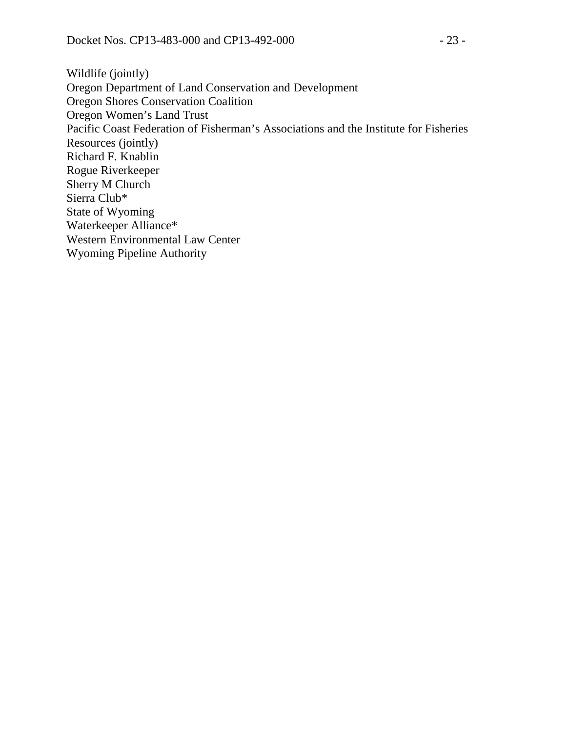Wildlife (jointly)
Oregon Department of Land Conservation and Development
Oregon Shores Conservation Coalition
Oregon Women's Land Trust
Pacific Coast Federation of Fisherman's Associations and the Institute for Fisheries Resources (jointly)
Richard F. Knablin
Rogue Riverkeeper
Sherry M Church
Sierra Club*
State of Wyoming
Waterkeeper Alliance*
Western Environmental Law Center
Wyoming Pipeline Authority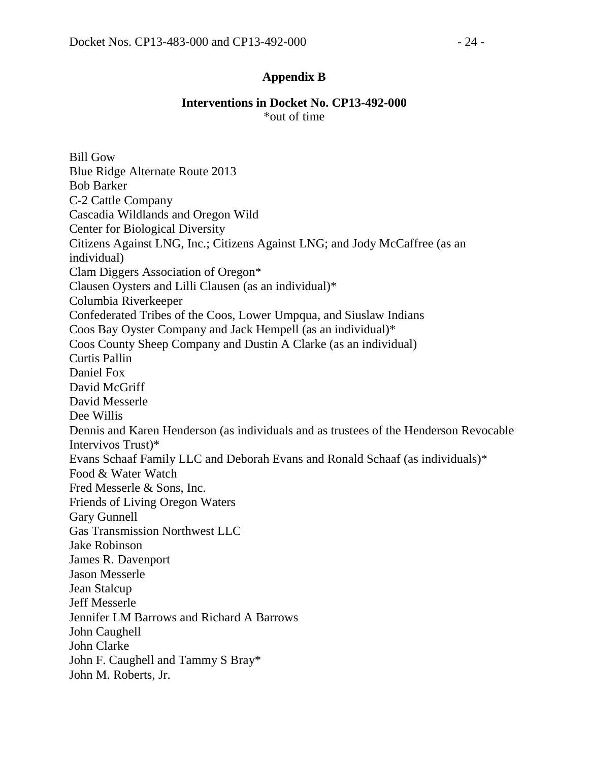## Appendix B

### Interventions in Docket No. CP13-492-000

*out of time

Bill Gow
Blue Ridge Alternate Route 2013
Bob Barker
C-2 Cattle Company
Cascadia Wildlands and Oregon Wild
Center for Biological Diversity
Citizens Against LNG, Inc.; Citizens Against LNG; and Jody McCaffree (as an individual)
Clam Diggers Association of Oregon*
Clausen Oysters and Lilli Clausen (as an individual)*
Columbia Riverkeeper
Confederated Tribes of the Coos, Lower Umpqua, and Siuslaw Indians
Coos Bay Oyster Company and Jack Hempell (as an individual)*
Coos County Sheep Company and Dustin A Clarke (as an individual)
Curtis Pallin
Daniel Fox
David McGriff
David Messerle
Dee Willis
Dennis and Karen Henderson (as individuals and as trustees of the Henderson Revocable Intervivos Trust)*
Evans Schaaf Family LLC and Deborah Evans and Ronald Schaaf (as individuals)*
Food & Water Watch
Fred Messerle & Sons, Inc.
Friends of Living Oregon Waters
Gary Gunnell
Gas Transmission Northwest LLC
Jake Robinson
James R. Davenport
Jason Messerle
Jean Stalcup
Jeff Messerle
Jennifer LM Barrows and Richard A Barrows
John Caughell
John Clarke
John F. Caughell and Tammy S Bray*
John M. Roberts, Jr.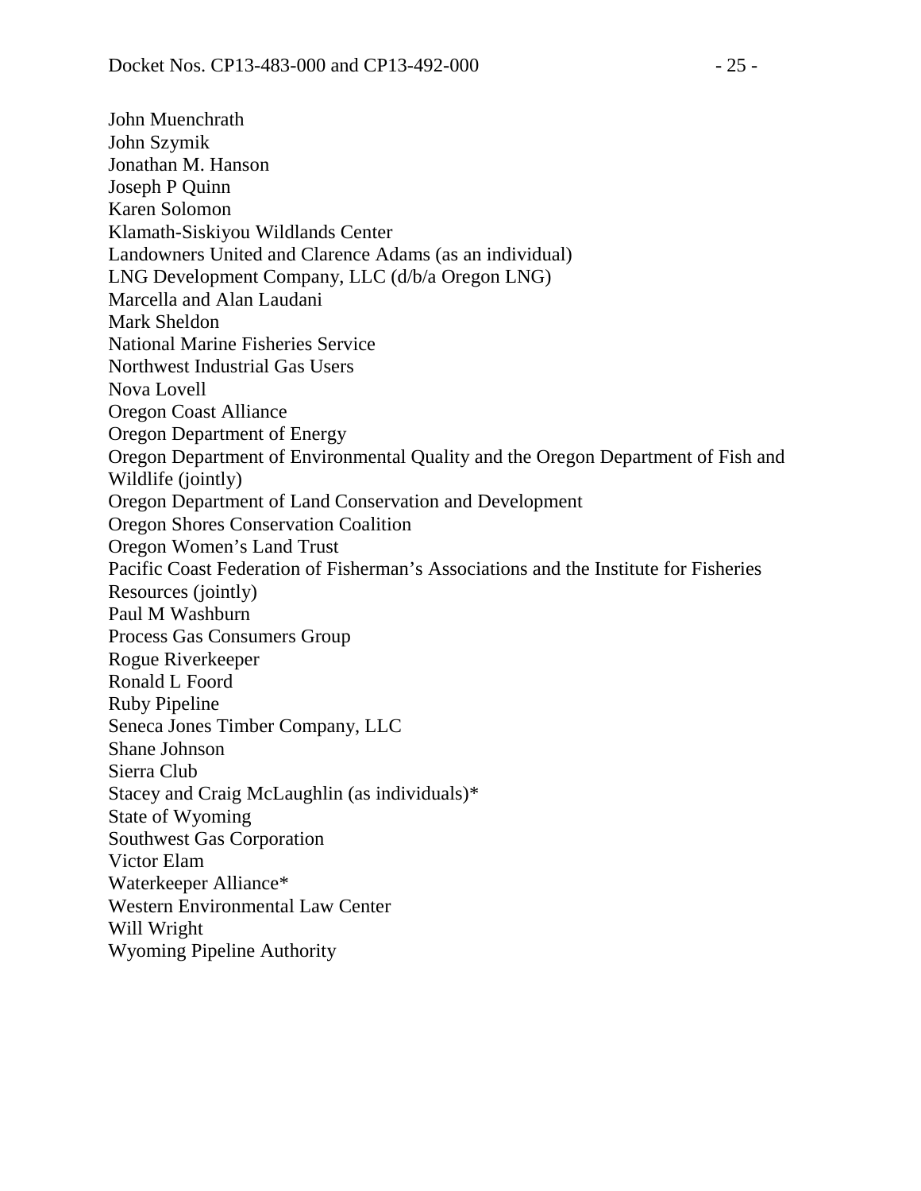John Muenchrath
John Szymik
Jonathan M. Hanson
Joseph P Quinn
Karen Solomon
Klamath-Siskiyou Wildlands Center
Landowners United and Clarence Adams (as an individual)
LNG Development Company, LLC (d/b/a Oregon LNG)
Marcella and Alan Laudani
Mark Sheldon
National Marine Fisheries Service
Northwest Industrial Gas Users
Nova Lovell
Oregon Coast Alliance
Oregon Department of Energy
Oregon Department of Environmental Quality and the Oregon Department of Fish and Wildlife (jointly)
Oregon Department of Land Conservation and Development
Oregon Shores Conservation Coalition
Oregon Women's Land Trust
Pacific Coast Federation of Fisherman's Associations and the Institute for Fisheries Resources (jointly)
Paul M Washburn
Process Gas Consumers Group
Rogue Riverkeeper
Ronald L Foord
Ruby Pipeline
Seneca Jones Timber Company, LLC
Shane Johnson
Sierra Club
Stacey and Craig McLaughlin (as individuals)*
State of Wyoming
Southwest Gas Corporation
Victor Elam
Waterkeeper Alliance*
Western Environmental Law Center
Will Wright
Wyoming Pipeline Authority